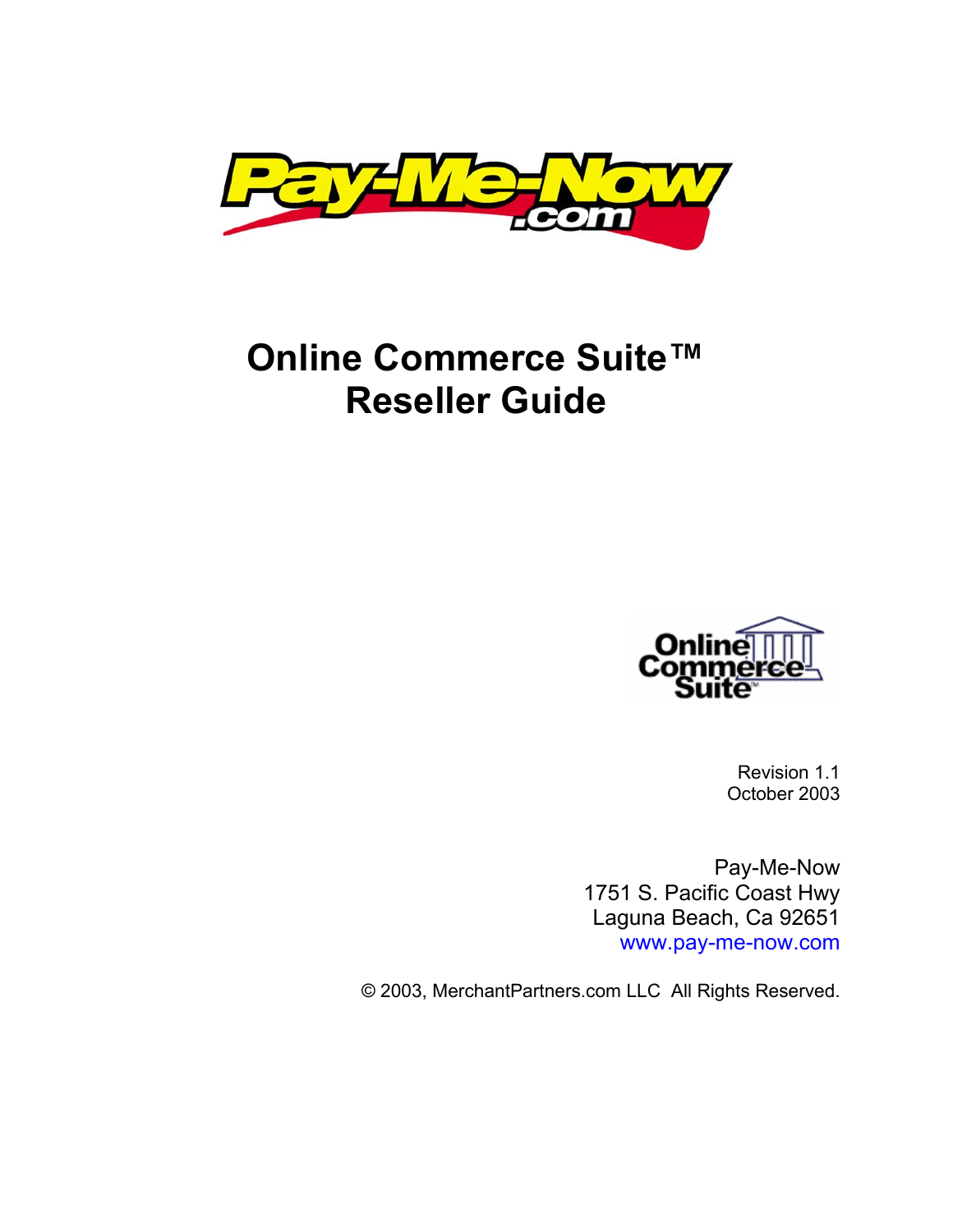# Online Commerce Suite™ Reseller Guide

Revision 1.1
October 2003

Pay-Me-Now
1751 S. Pacific Coast Hwy
Laguna Beach, Ca 92651
www.pay-me-now.com

© 2003, MerchantPartners.com LLC All Rights Reserved.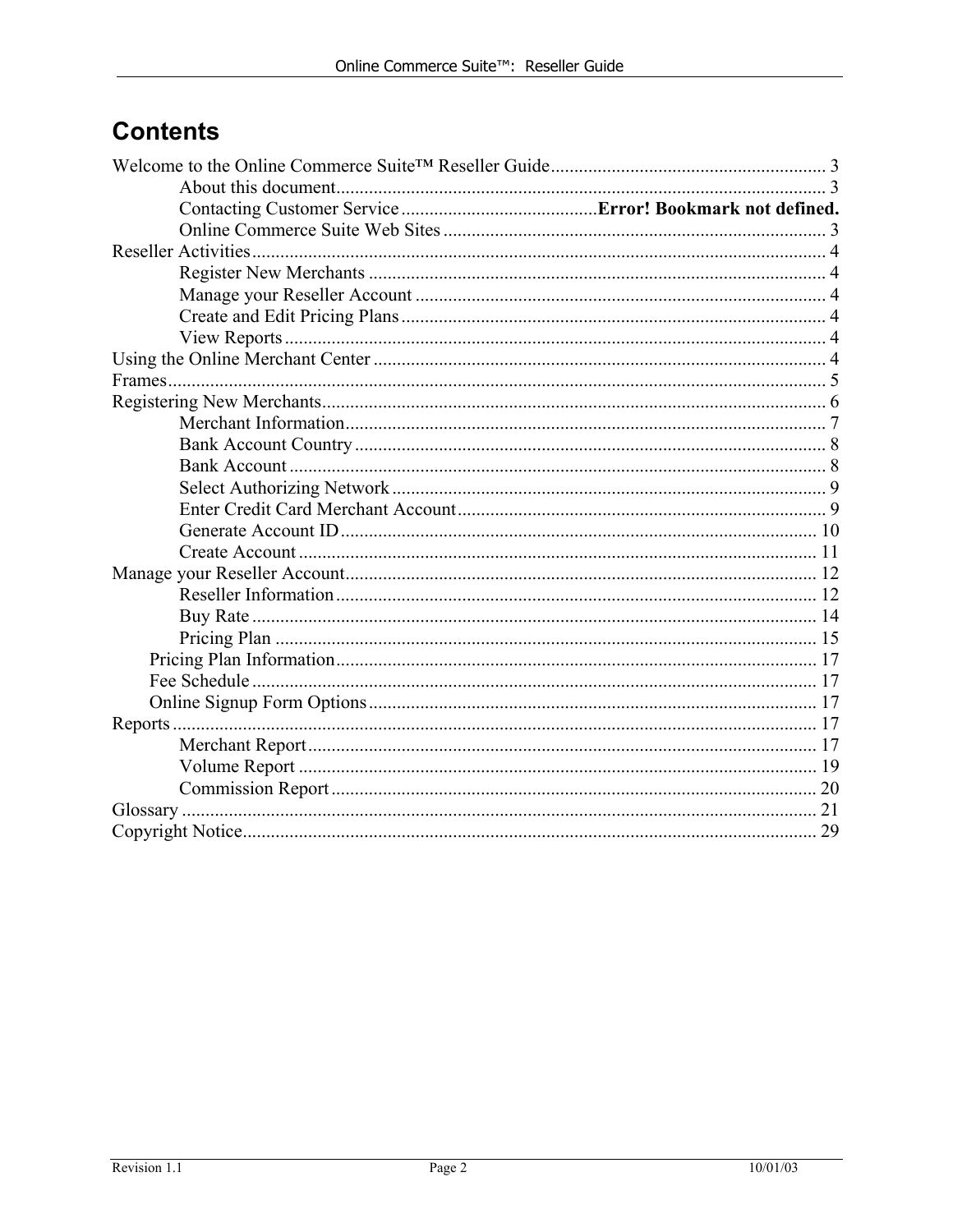# Contents

Welcome to the Online Commerce Suite™ Reseller Guide .......... 3
- About this document .......... 3
- Contacting Customer Service .......... **Error! Bookmark not defined.**
- Online Commerce Suite Web Sites .......... 3

Reseller Activities .......... 4
- Register New Merchants .......... 4
- Manage your Reseller Account .......... 4
- Create and Edit Pricing Plans .......... 4
- View Reports .......... 4

Using the Online Merchant Center .......... 4

Frames .......... 5

Registering New Merchants .......... 6
- Merchant Information .......... 7
- Bank Account Country .......... 8
- Bank Account .......... 8
- Select Authorizing Network .......... 9
- Enter Credit Card Merchant Account .......... 9
- Generate Account ID .......... 10
- Create Account .......... 11

Manage your Reseller Account .......... 12
- Reseller Information .......... 12
- Buy Rate .......... 14
- Pricing Plan .......... 15
- Pricing Plan Information .......... 17
- Fee Schedule .......... 17
- Online Signup Form Options .......... 17

Reports .......... 17
- Merchant Report .......... 17
- Volume Report .......... 19
- Commission Report .......... 20

Glossary .......... 21

Copyright Notice .......... 29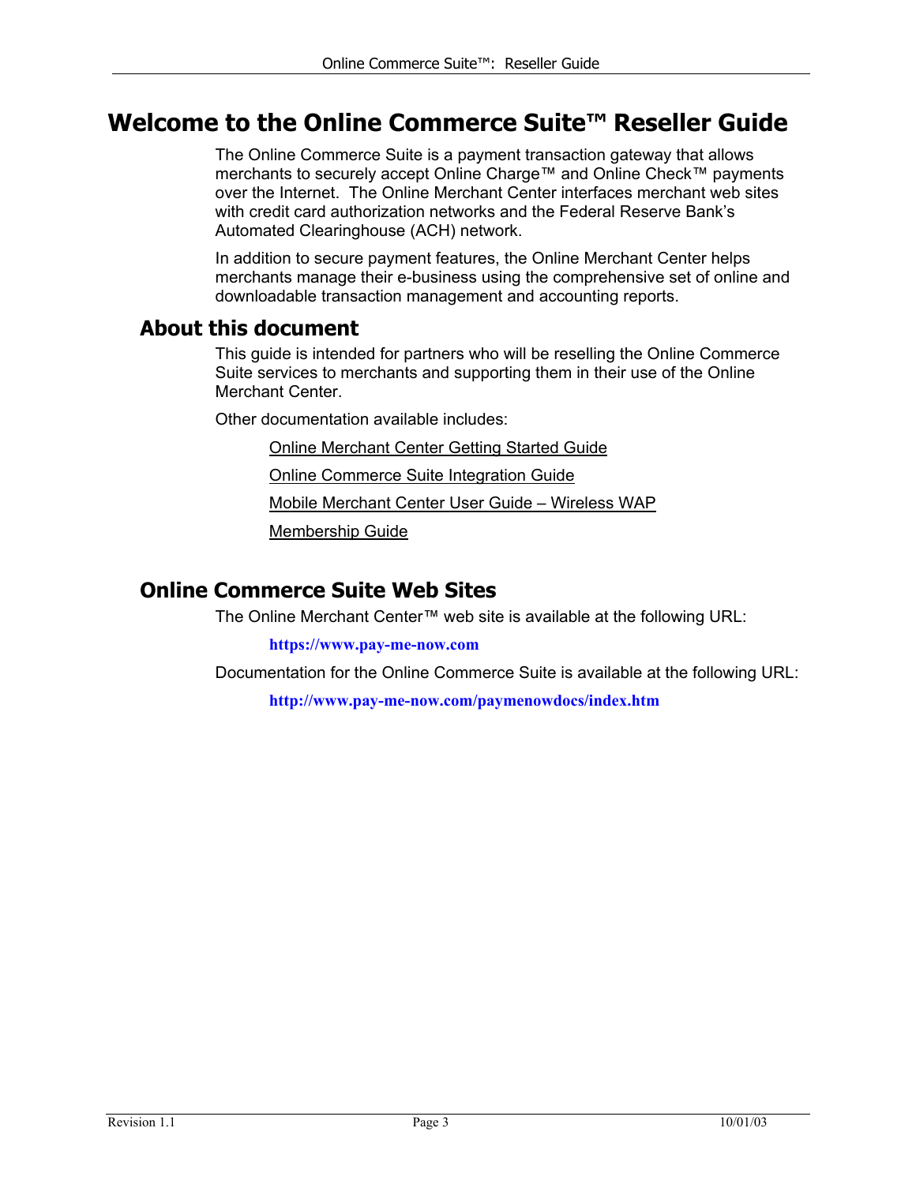# Welcome to the Online Commerce Suite™ Reseller Guide

The Online Commerce Suite is a payment transaction gateway that allows merchants to securely accept Online Charge™ and Online Check™ payments over the Internet. The Online Merchant Center interfaces merchant web sites with credit card authorization networks and the Federal Reserve Bank's Automated Clearinghouse (ACH) network.

In addition to secure payment features, the Online Merchant Center helps merchants manage their e-business using the comprehensive set of online and downloadable transaction management and accounting reports.

## About this document

This guide is intended for partners who will be reselling the Online Commerce Suite services to merchants and supporting them in their use of the Online Merchant Center.

Other documentation available includes:

Online Merchant Center Getting Started Guide

Online Commerce Suite Integration Guide

Mobile Merchant Center User Guide – Wireless WAP

Membership Guide

## Online Commerce Suite Web Sites

The Online Merchant Center™ web site is available at the following URL:

**https://www.pay-me-now.com**

Documentation for the Online Commerce Suite is available at the following URL:

**http://www.pay-me-now.com/paymenowdocs/index.htm**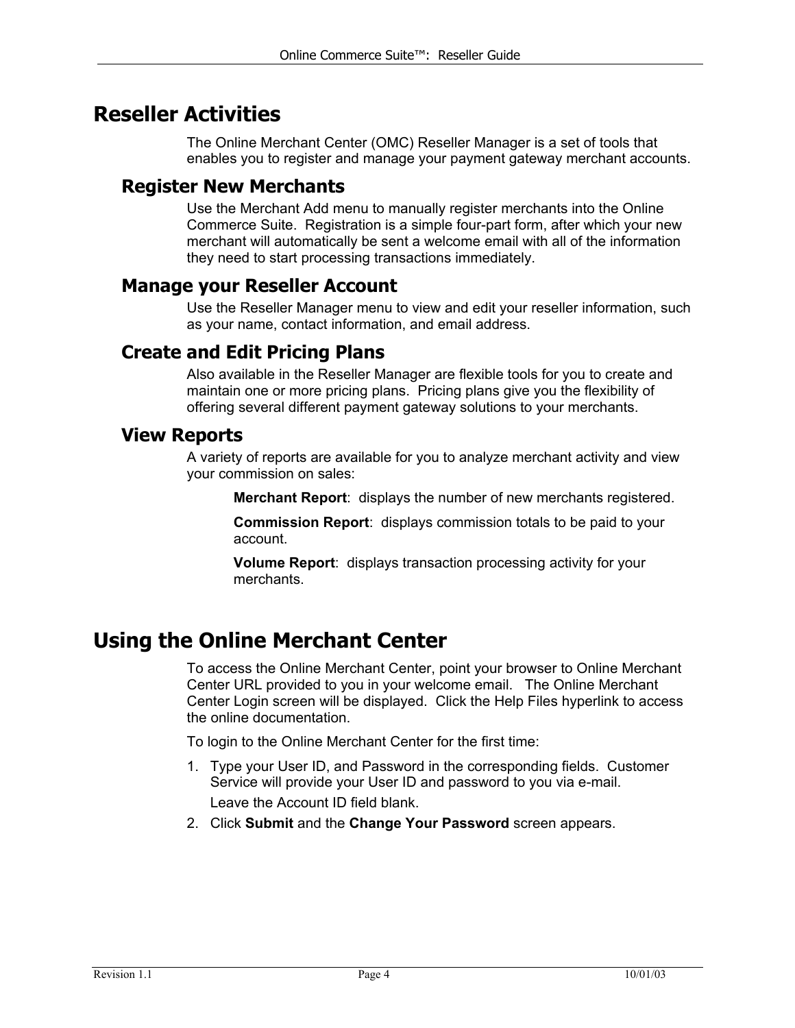# Reseller Activities

The Online Merchant Center (OMC) Reseller Manager is a set of tools that enables you to register and manage your payment gateway merchant accounts.

## Register New Merchants

Use the Merchant Add menu to manually register merchants into the Online Commerce Suite. Registration is a simple four-part form, after which your new merchant will automatically be sent a welcome email with all of the information they need to start processing transactions immediately.

## Manage your Reseller Account

Use the Reseller Manager menu to view and edit your reseller information, such as your name, contact information, and email address.

## Create and Edit Pricing Plans

Also available in the Reseller Manager are flexible tools for you to create and maintain one or more pricing plans. Pricing plans give you the flexibility of offering several different payment gateway solutions to your merchants.

## View Reports

A variety of reports are available for you to analyze merchant activity and view your commission on sales:

**Merchant Report**: displays the number of new merchants registered.

**Commission Report**: displays commission totals to be paid to your account.

**Volume Report**: displays transaction processing activity for your merchants.

# Using the Online Merchant Center

To access the Online Merchant Center, point your browser to Online Merchant Center URL provided to you in your welcome email. The Online Merchant Center Login screen will be displayed. Click the Help Files hyperlink to access the online documentation.

To login to the Online Merchant Center for the first time:

1. Type your User ID, and Password in the corresponding fields. Customer Service will provide your User ID and password to you via e-mail.

   Leave the Account ID field blank.
2. Click **Submit** and the **Change Your Password** screen appears.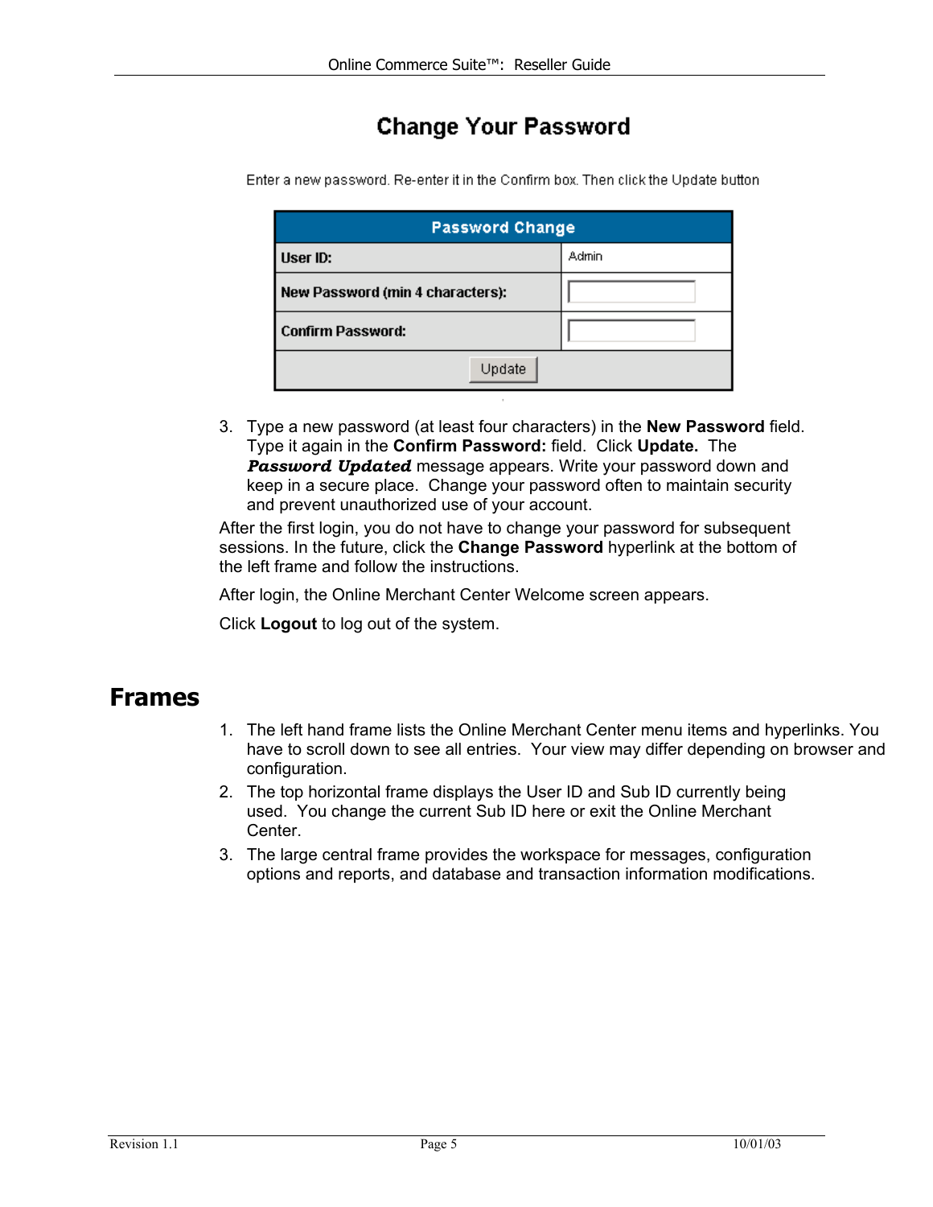## Change Your Password

Enter a new password. Re-enter it in the Confirm box. Then click the Update button

| Password Change | |
|---|---|
| **User ID:** | Admin |
| **New Password (min 4 characters):** | |
| **Confirm Password:** | |
| Update | |

3. Type a new password (at least four characters) in the **New Password** field. Type it again in the **Confirm Password:** field. Click **Update.** The ***Password Updated*** message appears. Write your password down and keep in a secure place. Change your password often to maintain security and prevent unauthorized use of your account.

After the first login, you do not have to change your password for subsequent sessions. In the future, click the **Change Password** hyperlink at the bottom of the left frame and follow the instructions.

After login, the Online Merchant Center Welcome screen appears.

Click **Logout** to log out of the system.

# Frames

1. The left hand frame lists the Online Merchant Center menu items and hyperlinks. You have to scroll down to see all entries. Your view may differ depending on browser and configuration.
2. The top horizontal frame displays the User ID and Sub ID currently being used. You change the current Sub ID here or exit the Online Merchant Center.
3. The large central frame provides the workspace for messages, configuration options and reports, and database and transaction information modifications.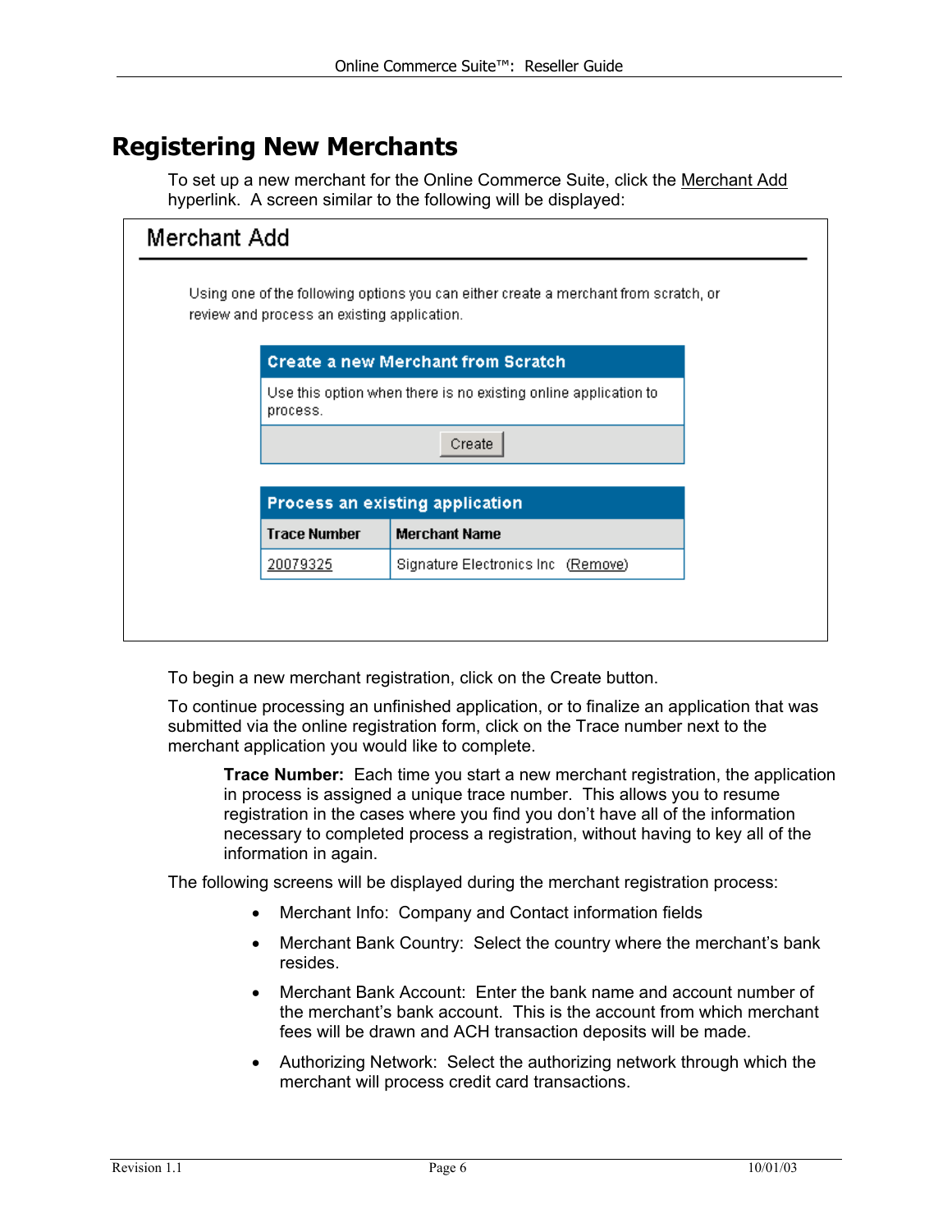# Registering New Merchants

To set up a new merchant for the Online Commerce Suite, click the Merchant Add hyperlink. A screen similar to the following will be displayed:

## Merchant Add

Using one of the following options you can either create a merchant from scratch, or review and process an existing application.

**Create a new Merchant from Scratch**

Use this option when there is no existing online application to process.

[Create]

**Process an existing application**

| Trace Number | Merchant Name |
|---|---|
| 20079325 | Signature Electronics Inc (Remove) |

To begin a new merchant registration, click on the Create button.

To continue processing an unfinished application, or to finalize an application that was submitted via the online registration form, click on the Trace number next to the merchant application you would like to complete.

> **Trace Number:** Each time you start a new merchant registration, the application in process is assigned a unique trace number. This allows you to resume registration in the cases where you find you don't have all of the information necessary to completed process a registration, without having to key all of the information in again.

The following screens will be displayed during the merchant registration process:

- Merchant Info: Company and Contact information fields
- Merchant Bank Country: Select the country where the merchant's bank resides.
- Merchant Bank Account: Enter the bank name and account number of the merchant's bank account. This is the account from which merchant fees will be drawn and ACH transaction deposits will be made.
- Authorizing Network: Select the authorizing network through which the merchant will process credit card transactions.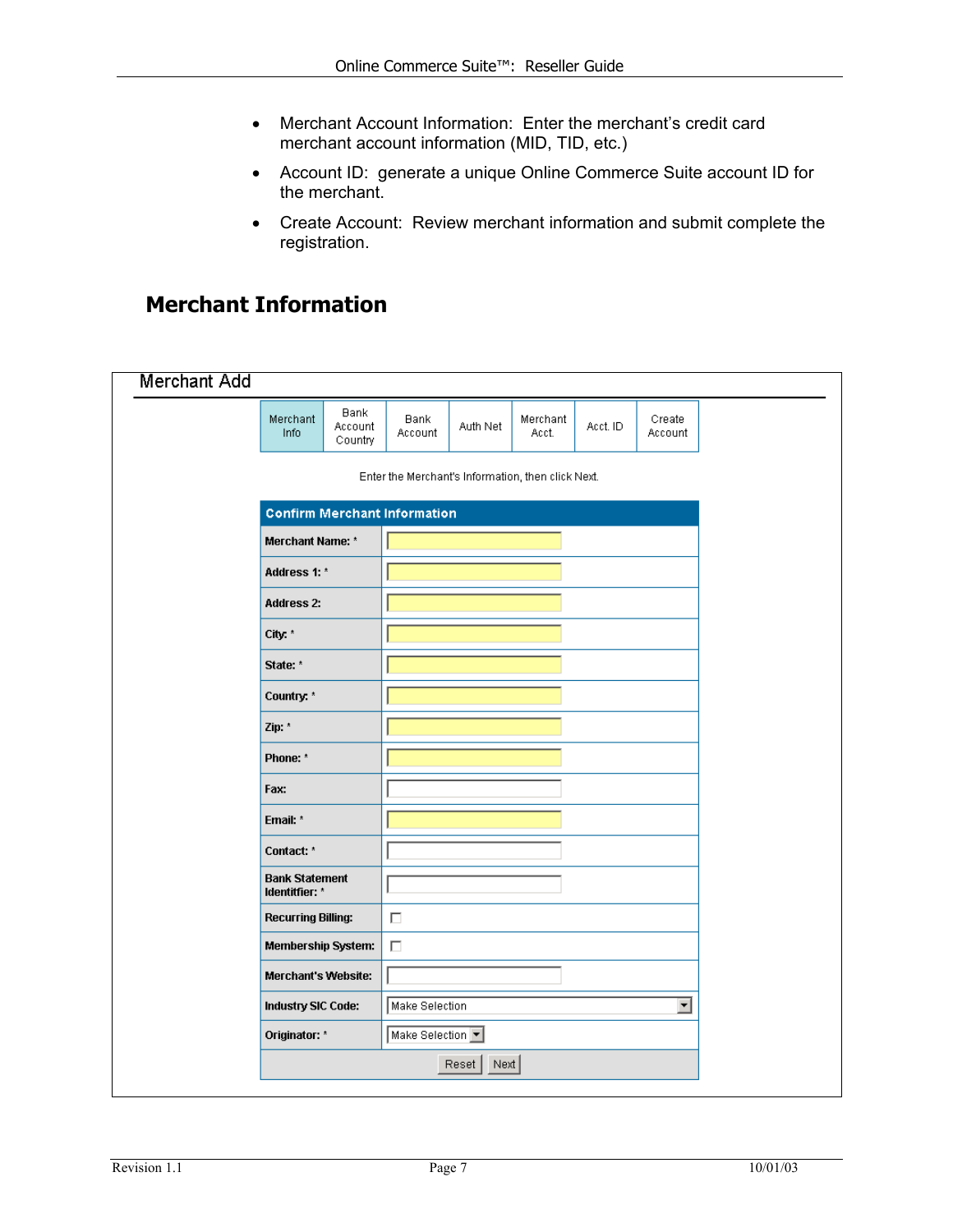- Merchant Account Information: Enter the merchant's credit card merchant account information (MID, TID, etc.)
- Account ID: generate a unique Online Commerce Suite account ID for the merchant.
- Create Account: Review merchant information and submit complete the registration.

## Merchant Information

### Merchant Add

| Merchant Info | Bank Account Country | Bank Account | Auth Net | Merchant Acct. | Acct. ID | Create Account |
|---|---|---|---|---|---|---|

Enter the Merchant's Information, then click Next.

| Confirm Merchant Information | |
|---|---|
| Merchant Name: * | |
| Address 1: * | |
| Address 2: | |
| City: * | |
| State: * | |
| Country: * | |
| Zip: * | |
| Phone: * | |
| Fax: | |
| Email: * | |
| Contact: * | |
| Bank Statement Identitfier: * | |
| Recurring Billing: | ☐ |
| Membership System: | ☐ |
| Merchant's Website: | |
| Industry SIC Code: | Make Selection |
| Originator: * | Make Selection |

Reset | Next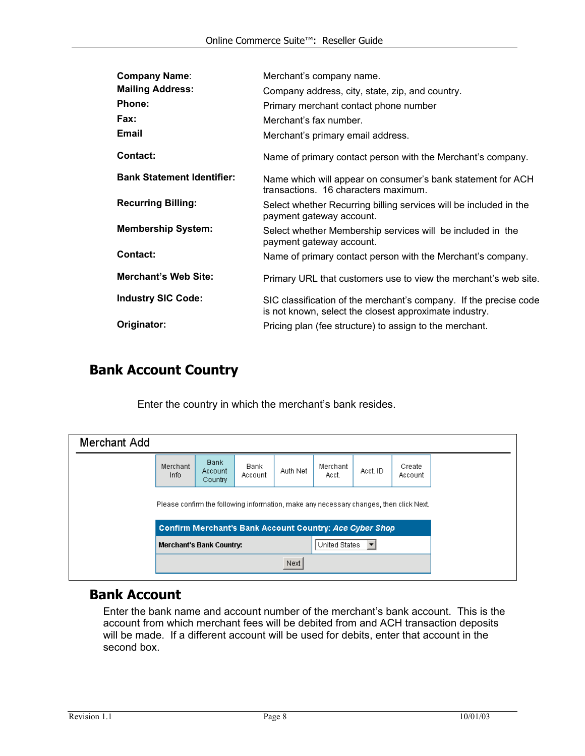| | |
|---|---|
| **Company Name**: | Merchant's company name. |
| **Mailing Address:** | Company address, city, state, zip, and country. |
| **Phone:** | Primary merchant contact phone number |
| **Fax:** | Merchant's fax number. |
| **Email** | Merchant's primary email address. |
| **Contact:** | Name of primary contact person with the Merchant's company. |
| **Bank Statement Identifier:** | Name which will appear on consumer's bank statement for ACH transactions. 16 characters maximum. |
| **Recurring Billing:** | Select whether Recurring billing services will be included in the payment gateway account. |
| **Membership System:** | Select whether Membership services will be included in the payment gateway account. |
| **Contact:** | Name of primary contact person with the Merchant's company. |
| **Merchant's Web Site:** | Primary URL that customers use to view the merchant's web site. |
| **Industry SIC Code:** | SIC classification of the merchant's company. If the precise code is not known, select the closest approximate industry. |
| **Originator:** | Pricing plan (fee structure) to assign to the merchant. |

## Bank Account Country

Enter the country in which the merchant's bank resides.

Merchant Add

| Merchant Info | Bank Account Country | Bank Account | Auth Net | Merchant Acct. | Acct. ID | Create Account |
|---|---|---|---|---|---|---|

Please confirm the following information, make any necessary changes, then click Next.

| Confirm Merchant's Bank Account Country: *Ace Cyber Shop* | |
|---|---|
| **Merchant's Bank Country:** | United States |
| Next | |

## Bank Account

Enter the bank name and account number of the merchant's bank account. This is the account from which merchant fees will be debited from and ACH transaction deposits will be made. If a different account will be used for debits, enter that account in the second box.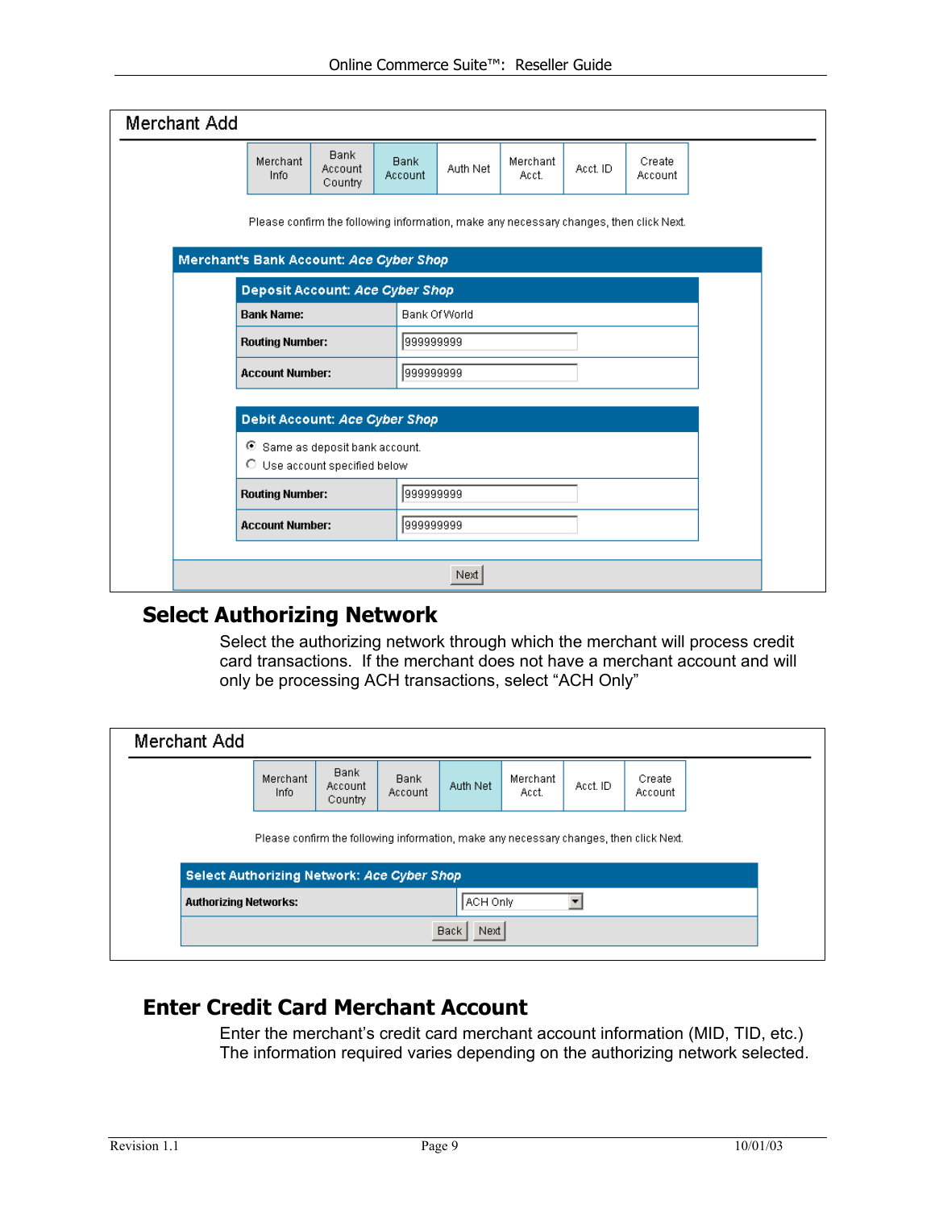**Merchant Add**

| Merchant Info | Bank Account Country | Bank Account | Auth Net | Merchant Acct. | Acct. ID | Create Account |
|---|---|---|---|---|---|---|

Please confirm the following information, make any necessary changes, then click Next.

**Merchant's Bank Account: *Ace Cyber Shop***

| **Deposit Account: *Ace Cyber Shop*** | |
|---|---|
| **Bank Name:** | Bank Of World |
| **Routing Number:** | 999999999 |
| **Account Number:** | 999999999 |

**Debit Account: *Ace Cyber Shop***

- (●) Same as deposit bank account.
- ( ) Use account specified below

| | |
|---|---|
| **Routing Number:** | 999999999 |
| **Account Number:** | 999999999 |

Next

## Select Authorizing Network

Select the authorizing network through which the merchant will process credit card transactions. If the merchant does not have a merchant account and will only be processing ACH transactions, select "ACH Only"

**Merchant Add**

| Merchant Info | Bank Account Country | Bank Account | Auth Net | Merchant Acct. | Acct. ID | Create Account |
|---|---|---|---|---|---|---|

Please confirm the following information, make any necessary changes, then click Next.

| **Select Authorizing Network: *Ace Cyber Shop*** | |
|---|---|
| **Authorizing Networks:** | ACH Only |

Back Next

## Enter Credit Card Merchant Account

Enter the merchant's credit card merchant account information (MID, TID, etc.) The information required varies depending on the authorizing network selected.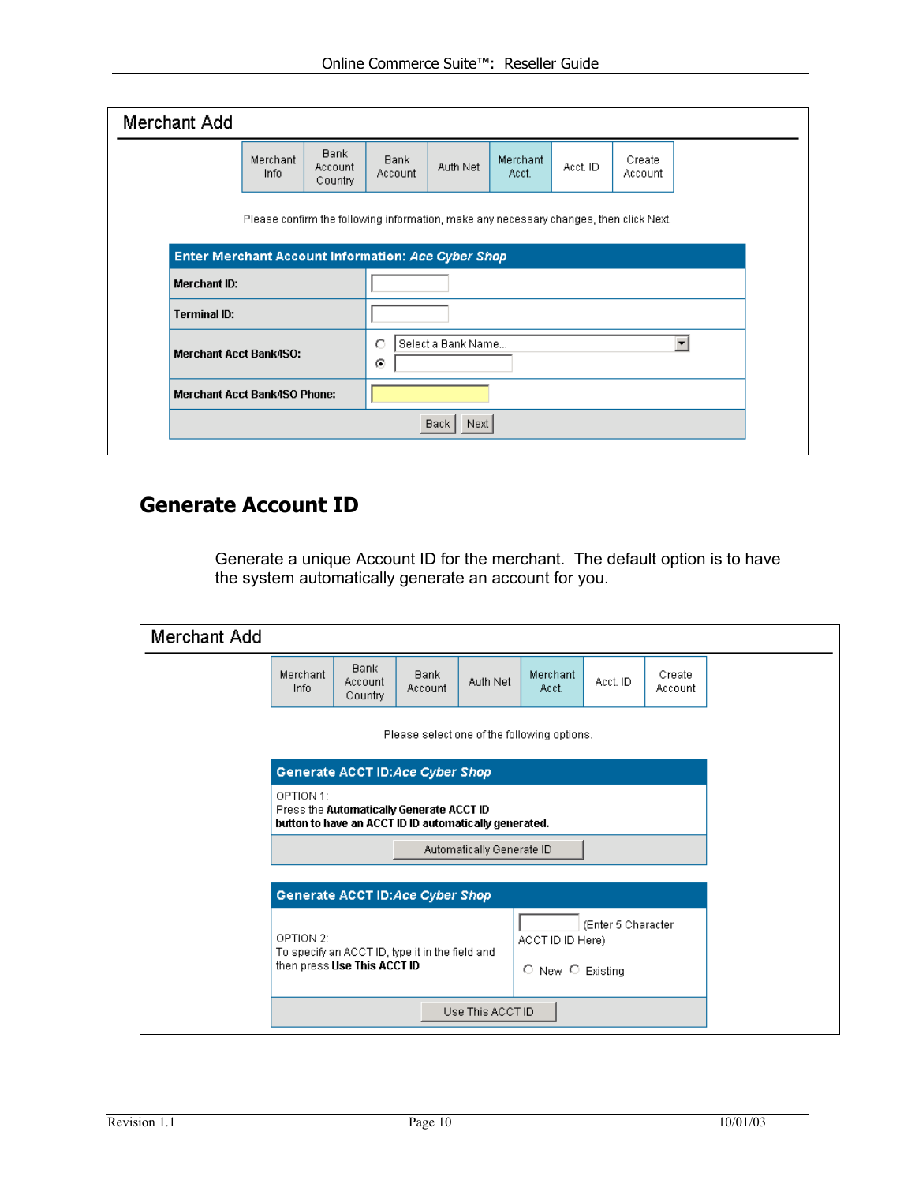## Merchant Add

| Merchant Info | Bank Account Country | Bank Account | Auth Net | Merchant Acct. | Acct. ID | Create Account |
|---|---|---|---|---|---|---|

Please confirm the following information, make any necessary changes, then click Next.

| Enter Merchant Account Information: *Ace Cyber Shop* | |
|---|---|
| **Merchant ID:** | |
| **Terminal ID:** | |
| **Merchant Acct Bank/ISO:** | ○ Select a Bank Name... ◉ |
| **Merchant Acct Bank/ISO Phone:** | |
| Back   Next | |

# Generate Account ID

Generate a unique Account ID for the merchant. The default option is to have the system automatically generate an account for you.

## Merchant Add

| Merchant Info | Bank Account Country | Bank Account | Auth Net | Merchant Acct. | Acct. ID | Create Account |
|---|---|---|---|---|---|---|

Please select one of the following options.

**Generate ACCT ID:*Ace Cyber Shop***

OPTION 1:
Press the **Automatically Generate ACCT ID button to have an ACCT ID ID automatically generated.**

Automatically Generate ID

**Generate ACCT ID:*Ace Cyber Shop***

| OPTION 2: To specify an ACCT ID, type it in the field and then press **Use This ACCT ID** | (Enter 5 Character ACCT ID ID Here) ○ New ○ Existing |
|---|---|

Use This ACCT ID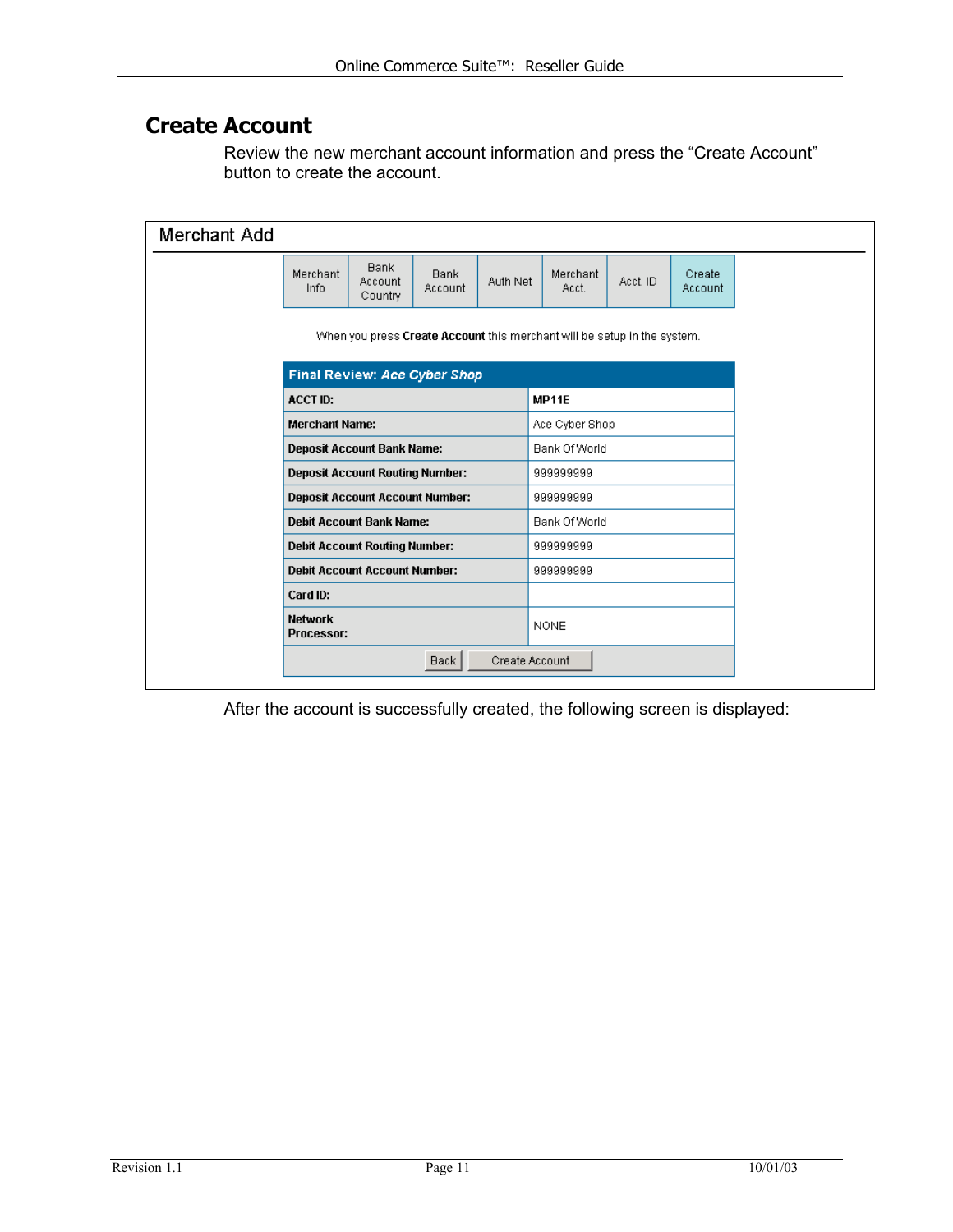## Create Account

Review the new merchant account information and press the "Create Account" button to create the account.

**Merchant Add**

| Merchant Info | Bank Account Country | Bank Account | Auth Net | Merchant Acct. | Acct. ID | Create Account |
|---|---|---|---|---|---|---|

When you press **Create Account** this merchant will be setup in the system.

| **Final Review:** ***Ace Cyber Shop*** | |
|---|---|
| **ACCT ID:** | **MP11E** |
| **Merchant Name:** | Ace Cyber Shop |
| **Deposit Account Bank Name:** | Bank Of World |
| **Deposit Account Routing Number:** | 999999999 |
| **Deposit Account Account Number:** | 999999999 |
| **Debit Account Bank Name:** | Bank Of World |
| **Debit Account Routing Number:** | 999999999 |
| **Debit Account Account Number:** | 999999999 |
| **Card ID:** | |
| **Network Processor:** | NONE |

[Back] [Create Account]

After the account is successfully created, the following screen is displayed: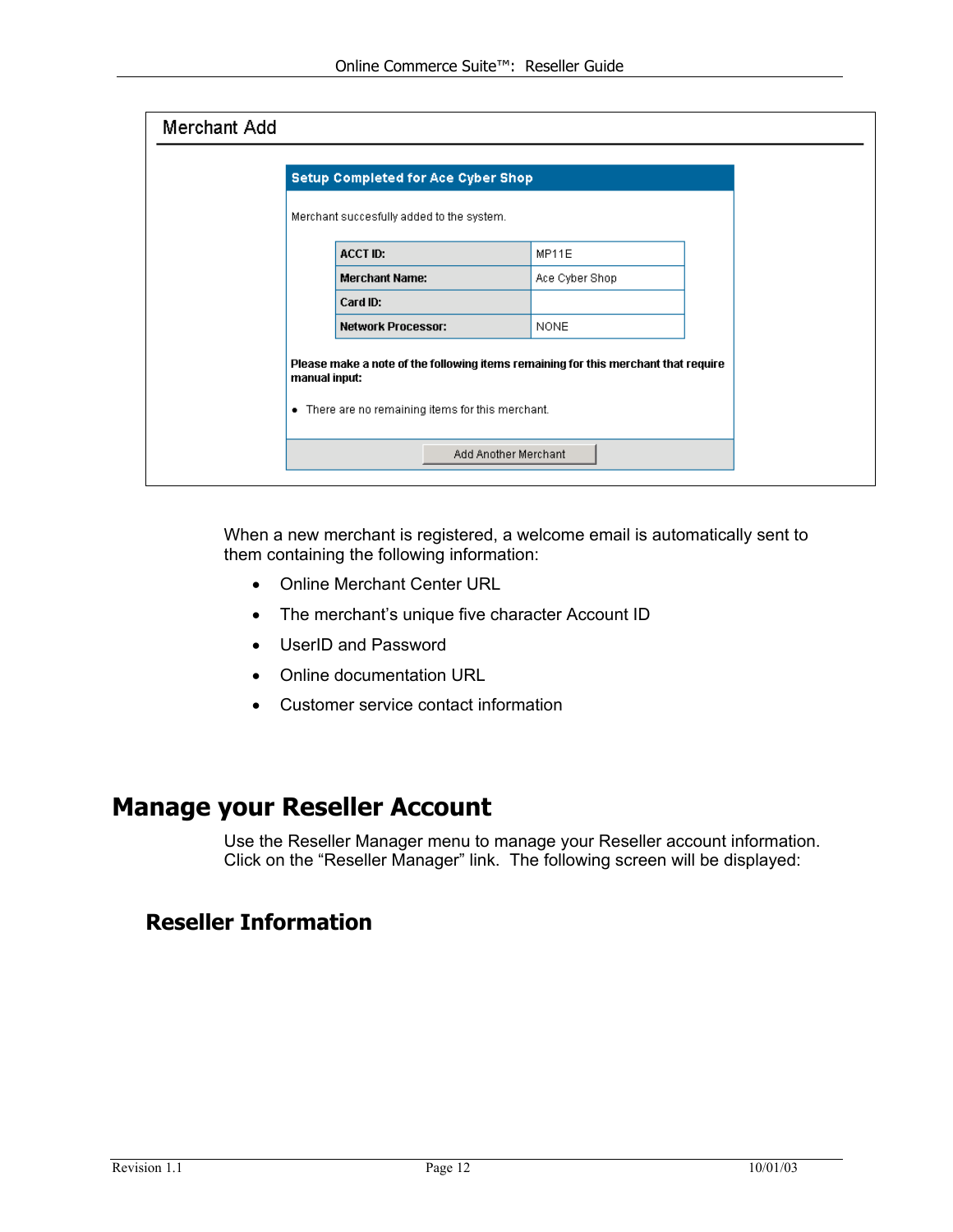Merchant Add

**Setup Completed for Ace Cyber Shop**

Merchant succesfully added to the system.

| ACCT ID: | MP11E |
| --- | --- |
| Merchant Name: | Ace Cyber Shop |
| Card ID: | |
| Network Processor: | NONE |

**Please make a note of the following items remaining for this merchant that require manual input:**

- There are no remaining items for this merchant.

Add Another Merchant

When a new merchant is registered, a welcome email is automatically sent to them containing the following information:

- Online Merchant Center URL
- The merchant's unique five character Account ID
- UserID and Password
- Online documentation URL
- Customer service contact information

# Manage your Reseller Account

Use the Reseller Manager menu to manage your Reseller account information. Click on the "Reseller Manager" link. The following screen will be displayed:

## Reseller Information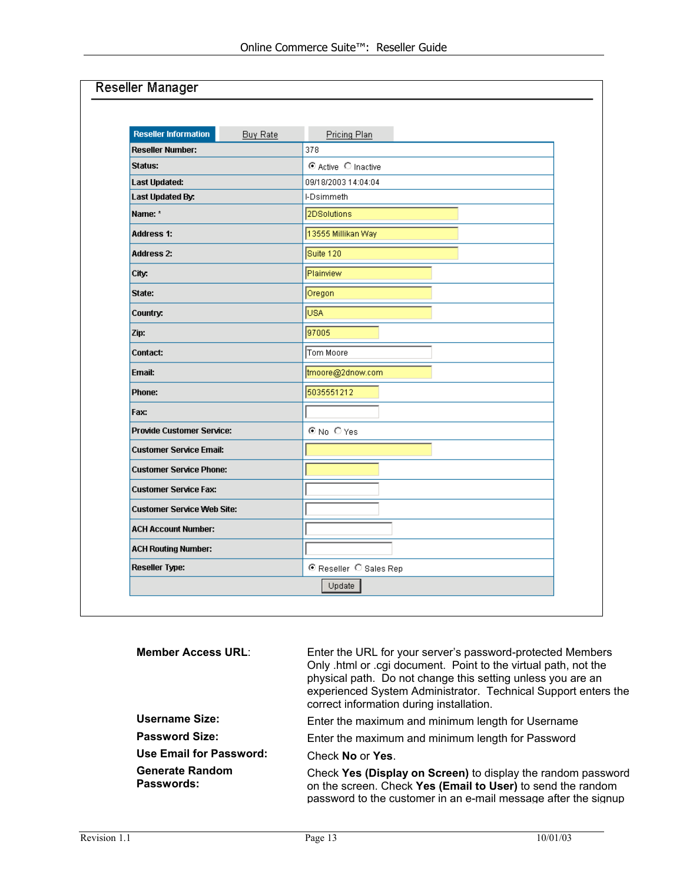## Reseller Manager

Reseller Information | Buy Rate | Pricing Plan

| Field | Value |
|---|---|
| Reseller Number: | 378 |
| Status: | ◉ Active ○ Inactive |
| Last Updated: | 09/18/2003 14:04:04 |
| Last Updated By: | I-Dsimmeth |
| Name: * | 2DSolutions |
| Address 1: | 13555 Millikan Way |
| Address 2: | Suite 120 |
| City: | Plainview |
| State: | Oregon |
| Country: | USA |
| Zip: | 97005 |
| Contact: | Tom Moore |
| Email: | tmoore@2dnow.com |
| Phone: | 5035551212 |
| Fax: | |
| Provide Customer Service: | ◉ No ○ Yes |
| Customer Service Email: | |
| Customer Service Phone: | |
| Customer Service Fax: | |
| Customer Service Web Site: | |
| ACH Account Number: | |
| ACH Routing Number: | |
| Reseller Type: | ◉ Reseller ○ Sales Rep |

Update

**Member Access URL**: Enter the URL for your server's password-protected Members Only .html or .cgi document. Point to the virtual path, not the physical path. Do not change this setting unless you are an experienced System Administrator. Technical Support enters the correct information during installation.

**Username Size:** Enter the maximum and minimum length for Username

**Password Size:** Enter the maximum and minimum length for Password

**Use Email for Password:** Check **No** or **Yes**.

**Generate Random Passwords:** Check **Yes (Display on Screen)** to display the random password on the screen. Check **Yes (Email to User)** to send the random password to the customer in an e-mail message after the signup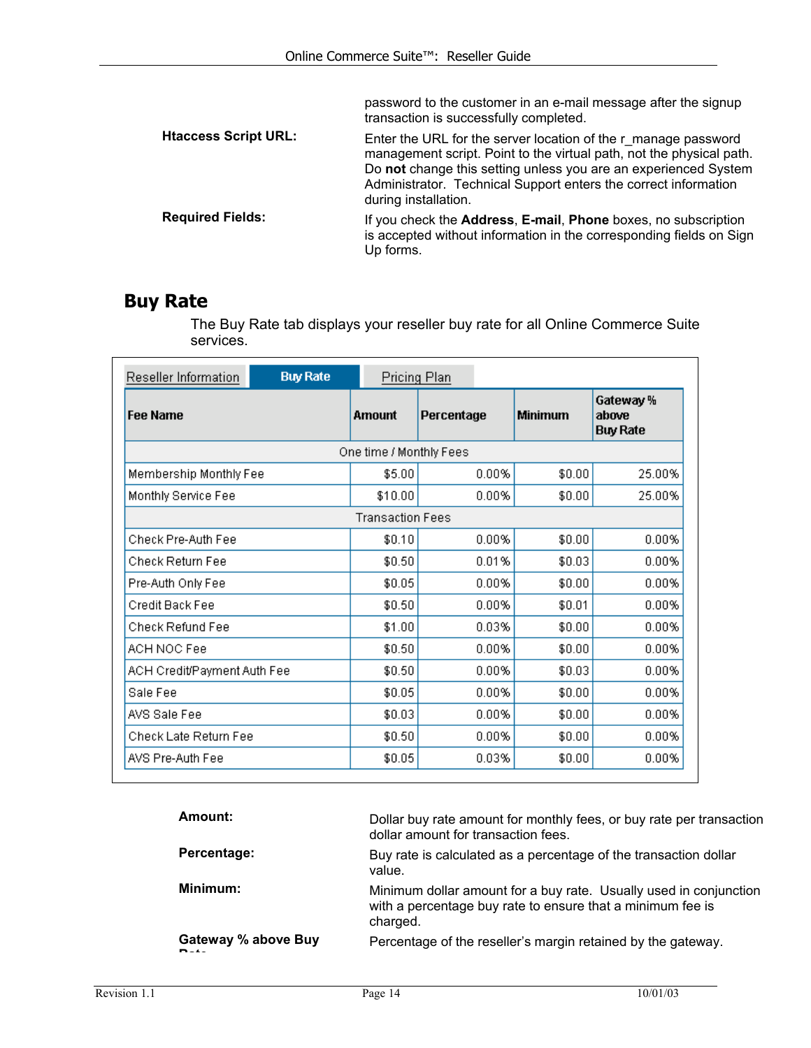password to the customer in an e-mail message after the signup transaction is successfully completed.

**Htaccess Script URL:** Enter the URL for the server location of the r_manage password management script. Point to the virtual path, not the physical path. Do **not** change this setting unless you are an experienced System Administrator. Technical Support enters the correct information during installation.

**Required Fields:** If you check the **Address**, **E-mail**, **Phone** boxes, no subscription is accepted without information in the corresponding fields on Sign Up forms.

## Buy Rate

The Buy Rate tab displays your reseller buy rate for all Online Commerce Suite services.

Reseller Information | **Buy Rate** | Pricing Plan

| Fee Name | Amount | Percentage | Minimum | Gateway % above Buy Rate |
|---|---|---|---|---|
| One time / Monthly Fees | | | | |
| Membership Monthly Fee | $5.00 | 0.00% | $0.00 | 25.00% |
| Monthly Service Fee | $10.00 | 0.00% | $0.00 | 25.00% |
| Transaction Fees | | | | |
| Check Pre-Auth Fee | $0.10 | 0.00% | $0.00 | 0.00% |
| Check Return Fee | $0.50 | 0.01% | $0.03 | 0.00% |
| Pre-Auth Only Fee | $0.05 | 0.00% | $0.00 | 0.00% |
| Credit Back Fee | $0.50 | 0.00% | $0.01 | 0.00% |
| Check Refund Fee | $1.00 | 0.03% | $0.00 | 0.00% |
| ACH NOC Fee | $0.50 | 0.00% | $0.00 | 0.00% |
| ACH Credit/Payment Auth Fee | $0.50 | 0.00% | $0.03 | 0.00% |
| Sale Fee | $0.05 | 0.00% | $0.00 | 0.00% |
| AVS Sale Fee | $0.03 | 0.00% | $0.00 | 0.00% |
| Check Late Return Fee | $0.50 | 0.00% | $0.00 | 0.00% |
| AVS Pre-Auth Fee | $0.05 | 0.03% | $0.00 | 0.00% |

**Amount:** Dollar buy rate amount for monthly fees, or buy rate per transaction dollar amount for transaction fees.

**Percentage:** Buy rate is calculated as a percentage of the transaction dollar value.

**Minimum:** Minimum dollar amount for a buy rate. Usually used in conjunction with a percentage buy rate to ensure that a minimum fee is charged.

**Gateway % above Buy Rate:** Percentage of the reseller's margin retained by the gateway.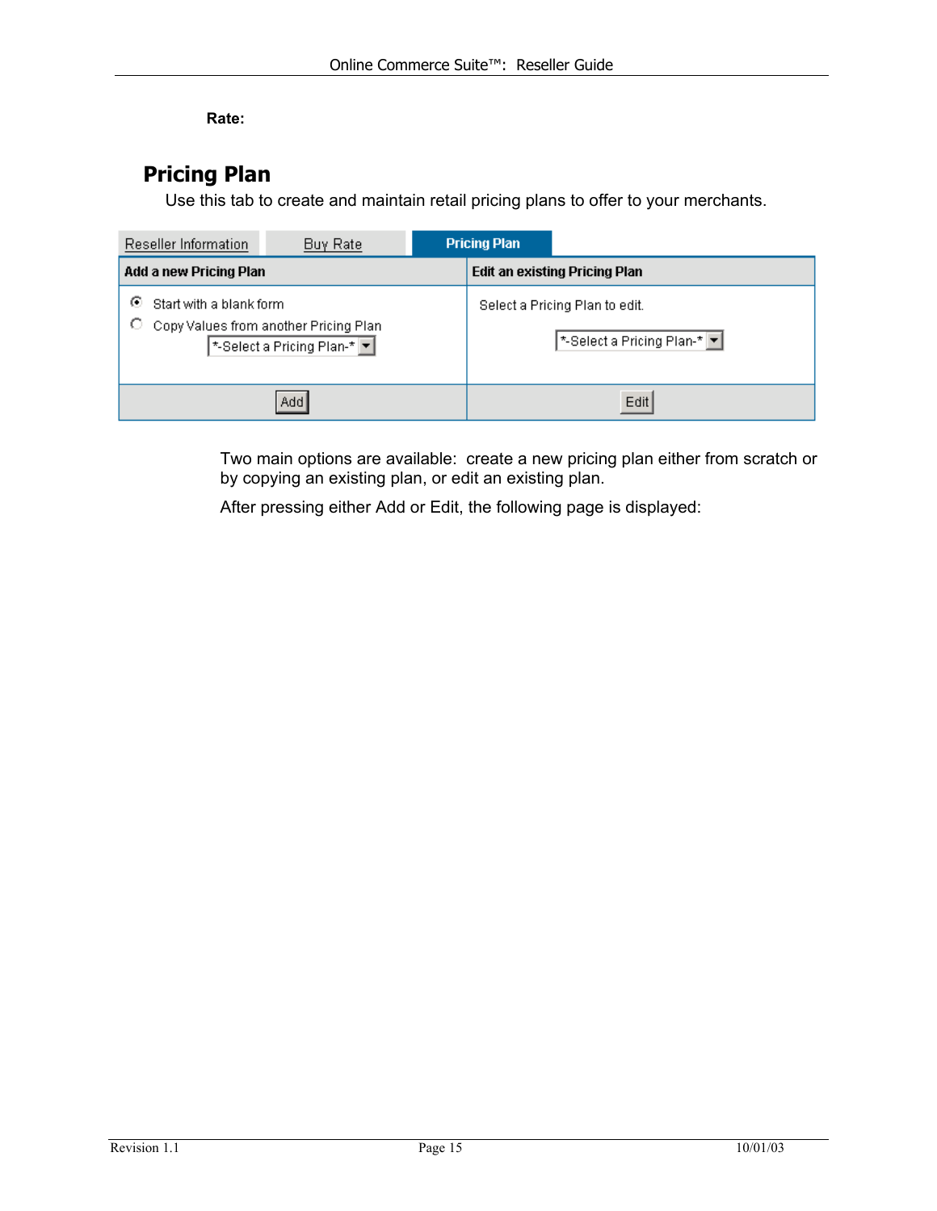**Rate:**

## Pricing Plan

Use this tab to create and maintain retail pricing plans to offer to your merchants.

| Add a new Pricing Plan | Edit an existing Pricing Plan |
| --- | --- |
| ◉ Start with a blank form<br>○ Copy Values from another Pricing Plan<br>*-Select a Pricing Plan-* | Select a Pricing Plan to edit.<br>*-Select a Pricing Plan-* |
| Add | Edit |

Two main options are available: create a new pricing plan either from scratch or by copying an existing plan, or edit an existing plan.

After pressing either Add or Edit, the following page is displayed: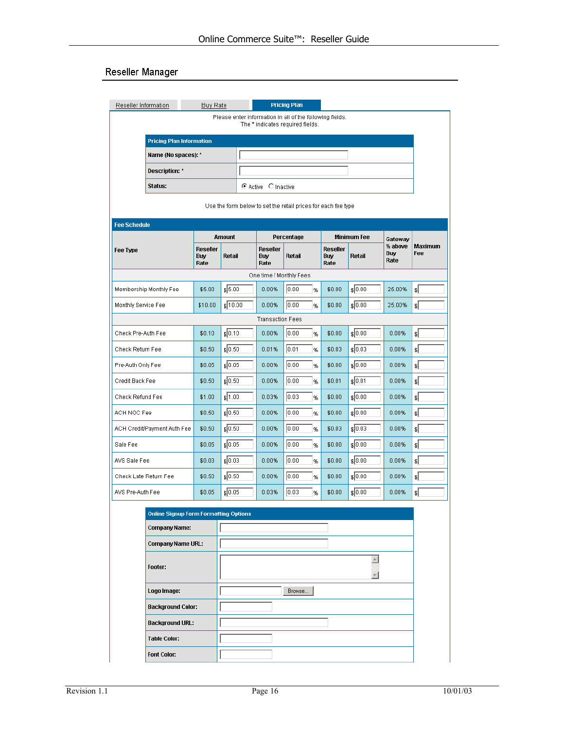## Reseller Manager

Reseller Information | Buy Rate | **Pricing Plan**

Please enter information in all of the following fields.
The * indicates required fields.

| Pricing Plan Information | |
|---|---|
| Name (No spaces): * | |
| Description: * | |
| Status: | ◉ Active ○ Inactive |

Use the form below to set the retail prices for each fee type

**Fee Schedule**

| Fee Type | Amount | | Percentage | | Minimum Fee | | Gateway ½ above Buy Rate | Maximum Fee |
|---|---|---|---|---|---|---|---|---|
| | Reseller Buy Rate | Retail | Reseller Buy Rate | Retail | Reseller Buy Rate | Retail | | |
| **One time / Monthly Fees** | | | | | | | | |
| Membership Monthly Fee | $5.00 | $ 5.00 | 0.00% | 0.00 % | $0.00 | $ 0.00 | 25.00% | $ |
| Monthly Service Fee | $10.00 | $ 10.00 | 0.00% | 0.00 % | $0.00 | $ 0.00 | 25.00% | $ |
| **Transaction Fees** | | | | | | | | |
| Check Pre-Auth Fee | $0.10 | $ 0.10 | 0.00% | 0.00 % | $0.00 | $ 0.00 | 0.00% | $ |
| Check Return Fee | $0.50 | $ 0.50 | 0.01% | 0.01 % | $0.03 | $ 0.03 | 0.00% | $ |
| Pre-Auth Only Fee | $0.05 | $ 0.05 | 0.00% | 0.00 % | $0.00 | $ 0.00 | 0.00% | $ |
| Credit Back Fee | $0.50 | $ 0.50 | 0.00% | 0.00 % | $0.01 | $ 0.01 | 0.00% | $ |
| Check Refund Fee | $1.00 | $ 1.00 | 0.03% | 0.03 % | $0.00 | $ 0.00 | 0.00% | $ |
| ACH NOC Fee | $0.50 | $ 0.50 | 0.00% | 0.00 % | $0.00 | $ 0.00 | 0.00% | $ |
| ACH Credit/Payment Auth Fee | $0.50 | $ 0.50 | 0.00% | 0.00 % | $0.03 | $ 0.03 | 0.00% | $ |
| Sale Fee | $0.05 | $ 0.05 | 0.00% | 0.00 % | $0.00 | $ 0.00 | 0.00% | $ |
| AVS Sale Fee | $0.03 | $ 0.03 | 0.00% | 0.00 % | $0.00 | $ 0.00 | 0.00% | $ |
| Check Late Return Fee | $0.50 | $ 0.50 | 0.00% | 0.00 % | $0.00 | $ 0.00 | 0.00% | $ |
| AVS Pre-Auth Fee | $0.05 | $ 0.05 | 0.03% | 0.03 % | $0.00 | $ 0.00 | 0.00% | $ |

| Online Signup Form Formatting Options | |
|---|---|
| Company Name: | |
| Company Name URL: | |
| Footer: | |
| Logo Image: | Browse... |
| Background Color: | |
| Background URL: | |
| Table Color: | |
| Font Color: | |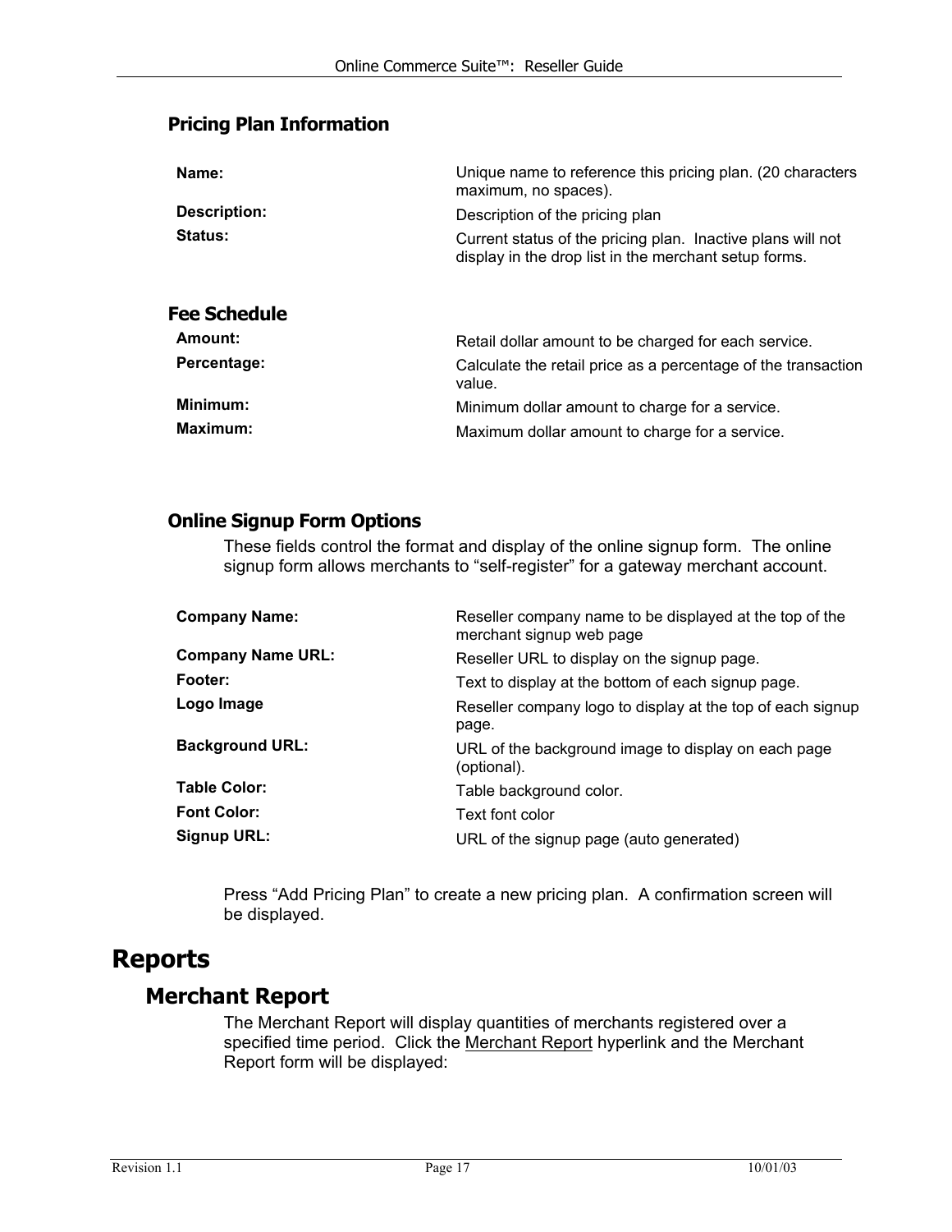### Pricing Plan Information

| | |
|---|---|
| **Name:** | Unique name to reference this pricing plan. (20 characters maximum, no spaces). |
| **Description:** | Description of the pricing plan |
| **Status:** | Current status of the pricing plan. Inactive plans will not display in the drop list in the merchant setup forms. |

### Fee Schedule

| | |
|---|---|
| **Amount:** | Retail dollar amount to be charged for each service. |
| **Percentage:** | Calculate the retail price as a percentage of the transaction value. |
| **Minimum:** | Minimum dollar amount to charge for a service. |
| **Maximum:** | Maximum dollar amount to charge for a service. |

### Online Signup Form Options

These fields control the format and display of the online signup form. The online signup form allows merchants to "self-register" for a gateway merchant account.

| | |
|---|---|
| **Company Name:** | Reseller company name to be displayed at the top of the merchant signup web page |
| **Company Name URL:** | Reseller URL to display on the signup page. |
| **Footer:** | Text to display at the bottom of each signup page. |
| **Logo Image** | Reseller company logo to display at the top of each signup page. |
| **Background URL:** | URL of the background image to display on each page (optional). |
| **Table Color:** | Table background color. |
| **Font Color:** | Text font color |
| **Signup URL:** | URL of the signup page (auto generated) |

Press "Add Pricing Plan" to create a new pricing plan. A confirmation screen will be displayed.

# Reports

## Merchant Report

The Merchant Report will display quantities of merchants registered over a specified time period. Click the Merchant Report hyperlink and the Merchant Report form will be displayed: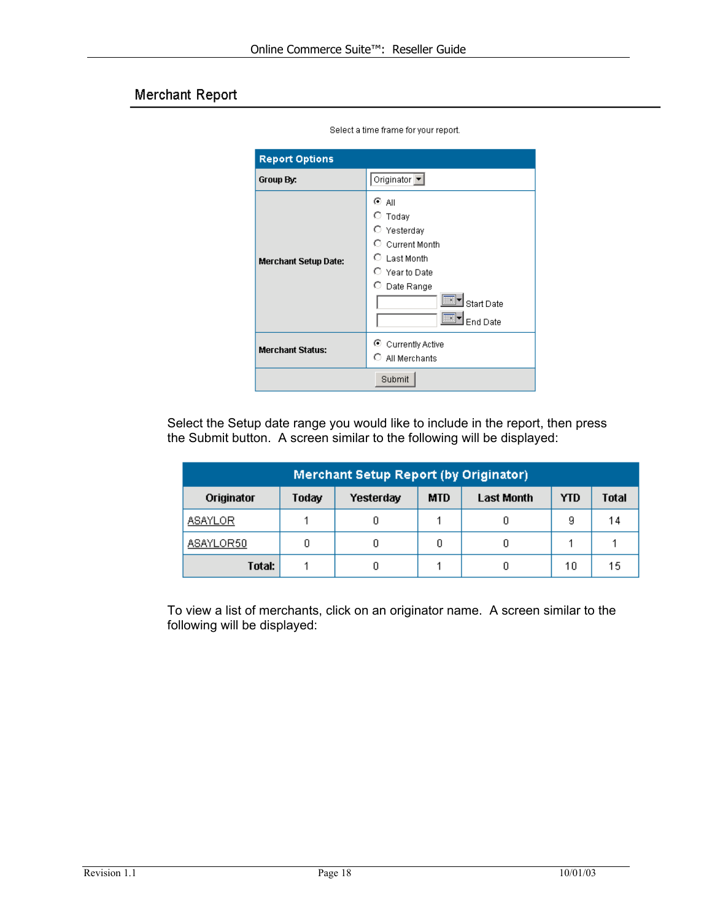## Merchant Report

Select a time frame for your report.

| Report Options | |
|---|---|
| **Group By:** | Originator |
| **Merchant Setup Date:** | (•) All<br>( ) Today<br>( ) Yesterday<br>( ) Current Month<br>( ) Last Month<br>( ) Year to Date<br>( ) Date Range<br>Start Date<br>End Date |
| **Merchant Status:** | (•) Currently Active<br>( ) All Merchants |
| Submit | |

Select the Setup date range you would like to include in the report, then press the Submit button. A screen similar to the following will be displayed:

**Merchant Setup Report (by Originator)**

| Originator | Today | Yesterday | MTD | Last Month | YTD | Total |
|---|---|---|---|---|---|---|
| ASAYLOR | 1 | 0 | 1 | 0 | 9 | 14 |
| ASAYLOR50 | 0 | 0 | 0 | 0 | 1 | 1 |
| **Total:** | 1 | 0 | 1 | 0 | 10 | 15 |

To view a list of merchants, click on an originator name. A screen similar to the following will be displayed: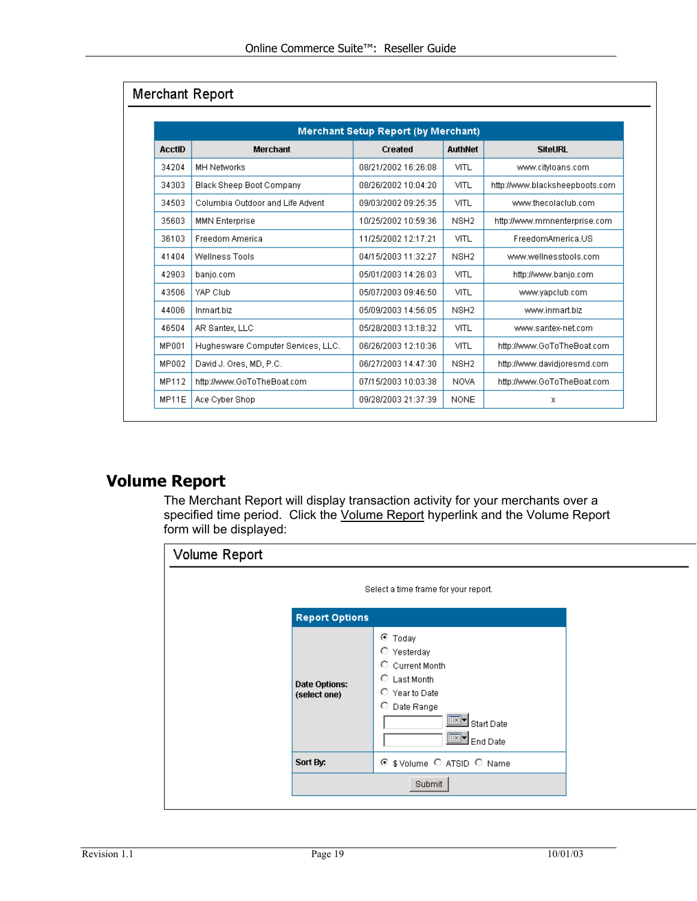## Merchant Report

| Merchant Setup Report (by Merchant) | | | | |
|---|---|---|---|---|
| **AcctID** | **Merchant** | **Created** | **AuthNet** | **SiteURL** |
| 34204 | MH Networks | 08/21/2002 16:26:08 | VITL | www.cityloans.com |
| 34303 | Black Sheep Boot Company | 08/26/2002 10:04:20 | VITL | http://www.blacksheepboots.com |
| 34503 | Columbia Outdoor and Life Advent | 09/03/2002 09:25:35 | VITL | www.thecolaclub.com |
| 35603 | MMN Enterprise | 10/25/2002 10:59:36 | NSH2 | http://www.mmnenterprise.com |
| 36103 | Freedom America | 11/25/2002 12:17:21 | VITL | FreedomAmerica.US |
| 41404 | Wellness Tools | 04/15/2003 11:32:27 | NSH2 | www.wellnesstools.com |
| 42903 | banjo.com | 05/01/2003 14:26:03 | VITL | http://www.banjo.com |
| 43506 | YAP Club | 05/07/2003 09:46:50 | VITL | www.yapclub.com |
| 44006 | Inmart.biz | 05/09/2003 14:56:05 | NSH2 | www.inmart.biz |
| 46504 | AR Santex, LLC | 05/28/2003 13:18:32 | VITL | www.santex-net.com |
| MP001 | Hughesware Computer Services, LLC. | 06/26/2003 12:10:36 | VITL | http://www.GoToTheBoat.com |
| MP002 | David J. Ores, MD, P.C. | 06/27/2003 14:47:30 | NSH2 | http://www.davidjoresmd.com |
| MP112 | http://www.GoToTheBoat.com | 07/15/2003 10:03:38 | NOVA | http://www.GoToTheBoat.com |
| MP11E | Ace Cyber Shop | 09/28/2003 21:37:39 | NONE | x |

# Volume Report

The Merchant Report will display transaction activity for your merchants over a specified time period. Click the Volume Report hyperlink and the Volume Report form will be displayed:

## Volume Report

Select a time frame for your report.

| Report Options | |
|---|---|
| **Date Options: (select one)** | (•) Today<br>( ) Yesterday<br>( ) Current Month<br>( ) Last Month<br>( ) Year to Date<br>( ) Date Range<br>[ ] Start Date<br>[ ] End Date |
| **Sort By:** | (•) $ Volume ( ) ATSID ( ) Name |
| | [Submit] |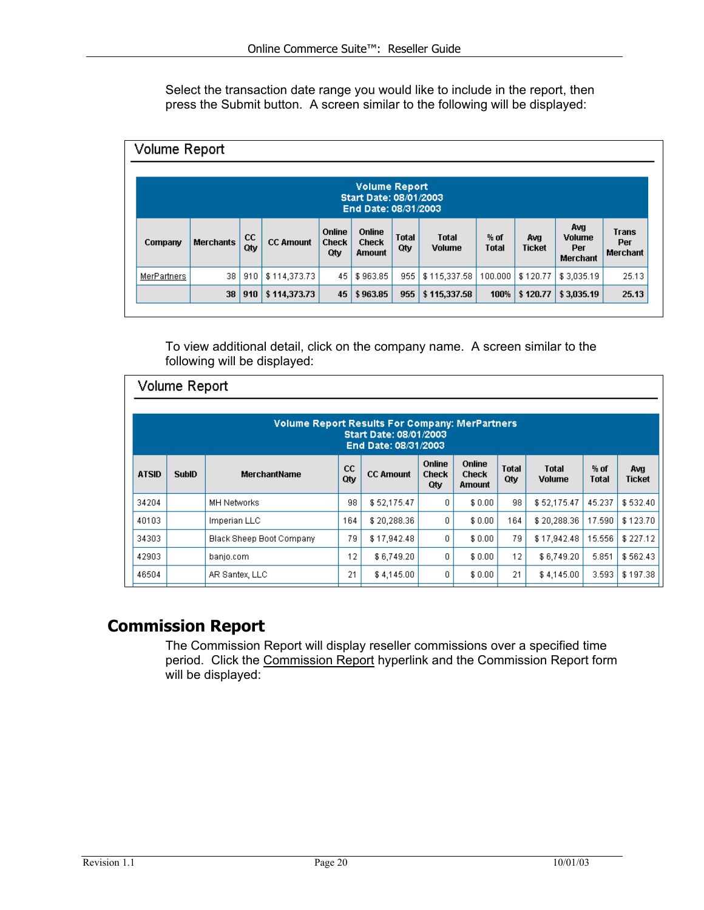Select the transaction date range you would like to include in the report, then press the Submit button. A screen similar to the following will be displayed:

Volume Report

| Volume Report<br>Start Date: 08/01/2003<br>End Date: 08/31/2003 | | | | | | | | | | | | |
|---|---|---|---|---|---|---|---|---|---|---|---|---|
| Company | Merchants | CC Qty | CC Amount | Online Check Qty | Online Check Amount | Total Qty | Total Volume | % of Total | Avg Ticket | Avg Volume Per Merchant | Trans Per Merchant |
| MerPartners | 38 | 910 | $ 114,373.73 | 45 | $ 963.85 | 955 | $ 115,337.58 | 100.000 | $ 120.77 | $ 3,035.19 | 25.13 |
| | **38** | **910** | **$ 114,373.73** | **45** | **$ 963.85** | **955** | **$ 115,337.58** | **100%** | **$ 120.77** | **$ 3,035.19** | **25.13** |

To view additional detail, click on the company name. A screen similar to the following will be displayed:

Volume Report

| Volume Report Results For Company: MerPartners<br>Start Date: 08/01/2003<br>End Date: 08/31/2003 | | | | | | | | | | |
|---|---|---|---|---|---|---|---|---|---|---|
| ATSID | SubID | MerchantName | CC Qty | CC Amount | Online Check Qty | Online Check Amount | Total Qty | Total Volume | % of Total | Avg Ticket |
| 34204 | | MH Networks | 98 | $ 52,175.47 | 0 | $ 0.00 | 98 | $ 52,175.47 | 45.237 | $ 532.40 |
| 40103 | | Imperian LLC | 164 | $ 20,288.36 | 0 | $ 0.00 | 164 | $ 20,288.36 | 17.590 | $ 123.70 |
| 34303 | | Black Sheep Boot Company | 79 | $ 17,942.48 | 0 | $ 0.00 | 79 | $ 17,942.48 | 15.556 | $ 227.12 |
| 42903 | | banjo.com | 12 | $ 6,749.20 | 0 | $ 0.00 | 12 | $ 6,749.20 | 5.851 | $ 562.43 |
| 46504 | | AR Santex, LLC | 21 | $ 4,145.00 | 0 | $ 0.00 | 21 | $ 4,145.00 | 3.593 | $ 197.38 |

## Commission Report

The Commission Report will display reseller commissions over a specified time period. Click the Commission Report hyperlink and the Commission Report form will be displayed: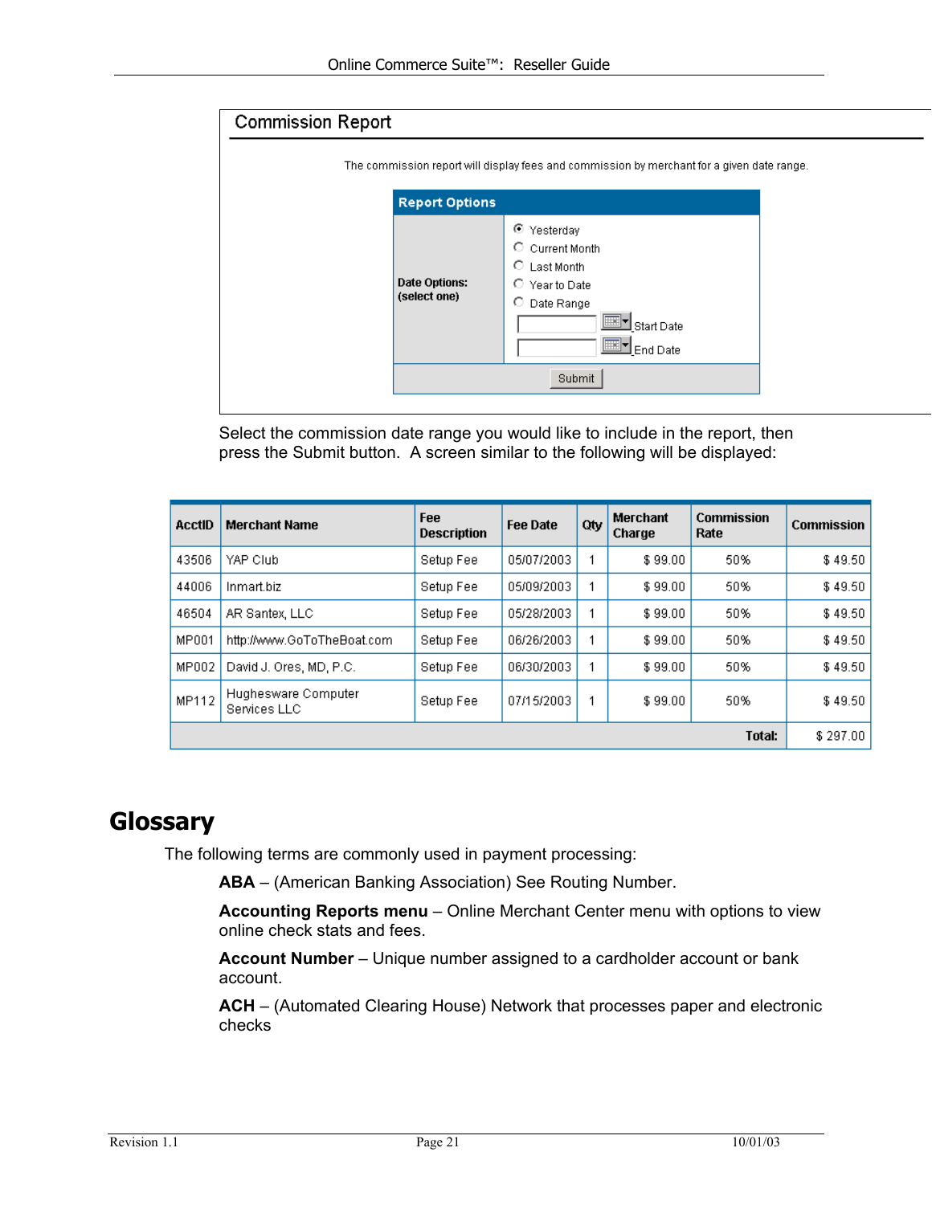## Commission Report

The commission report will display fees and commission by merchant for a given date range.

**Report Options**

**Date Options: (select one)**

- ◉ Yesterday
- ○ Current Month
- ○ Last Month
- ○ Year to Date
- ○ Date Range
  - Start Date
  - End Date

Submit

Select the commission date range you would like to include in the report, then press the Submit button. A screen similar to the following will be displayed:

| AcctID | Merchant Name | Fee Description | Fee Date | Qty | Merchant Charge | Commission Rate | Commission |
|---|---|---|---|---|---|---|---|
| 43506 | YAP Club | Setup Fee | 05/07/2003 | 1 | $ 99.00 | 50% | $ 49.50 |
| 44006 | Inmart.biz | Setup Fee | 05/09/2003 | 1 | $ 99.00 | 50% | $ 49.50 |
| 46504 | AR Santex, LLC | Setup Fee | 05/28/2003 | 1 | $ 99.00 | 50% | $ 49.50 |
| MP001 | http://www.GoToTheBoat.com | Setup Fee | 06/26/2003 | 1 | $ 99.00 | 50% | $ 49.50 |
| MP002 | David J. Ores, MD, P.C. | Setup Fee | 06/30/2003 | 1 | $ 99.00 | 50% | $ 49.50 |
| MP112 | Hughesware Computer Services LLC | Setup Fee | 07/15/2003 | 1 | $ 99.00 | 50% | $ 49.50 |
| | | | | | | **Total:** | $ 297.00 |

# Glossary

The following terms are commonly used in payment processing:

**ABA** – (American Banking Association) See Routing Number.

**Accounting Reports menu** – Online Merchant Center menu with options to view online check stats and fees.

**Account Number** – Unique number assigned to a cardholder account or bank account.

**ACH** – (Automated Clearing House) Network that processes paper and electronic checks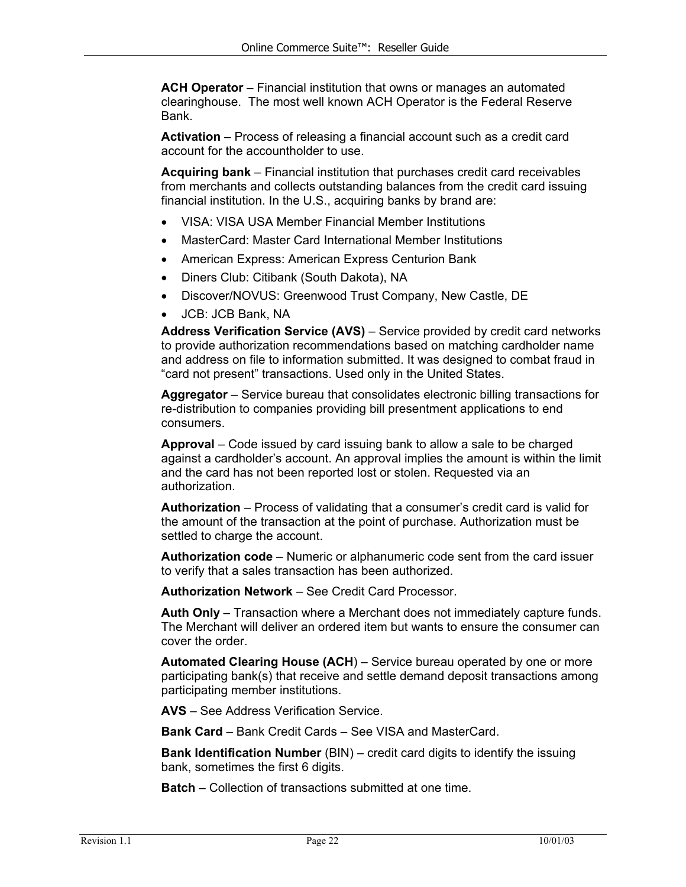**ACH Operator** – Financial institution that owns or manages an automated clearinghouse.  The most well known ACH Operator is the Federal Reserve Bank.

**Activation** – Process of releasing a financial account such as a credit card account for the accountholder to use.

**Acquiring bank** – Financial institution that purchases credit card receivables from merchants and collects outstanding balances from the credit card issuing financial institution. In the U.S., acquiring banks by brand are:

- VISA: VISA USA Member Financial Member Institutions
- MasterCard: Master Card International Member Institutions
- American Express: American Express Centurion Bank
- Diners Club: Citibank (South Dakota), NA
- Discover/NOVUS: Greenwood Trust Company, New Castle, DE
- JCB: JCB Bank, NA

**Address Verification Service (AVS)** – Service provided by credit card networks to provide authorization recommendations based on matching cardholder name and address on file to information submitted. It was designed to combat fraud in “card not present” transactions. Used only in the United States.

**Aggregator** – Service bureau that consolidates electronic billing transactions for re-distribution to companies providing bill presentment applications to end consumers.

**Approval** – Code issued by card issuing bank to allow a sale to be charged against a cardholder’s account. An approval implies the amount is within the limit and the card has not been reported lost or stolen. Requested via an authorization.

**Authorization** – Process of validating that a consumer’s credit card is valid for the amount of the transaction at the point of purchase. Authorization must be settled to charge the account.

**Authorization code** – Numeric or alphanumeric code sent from the card issuer to verify that a sales transaction has been authorized.

**Authorization Network** – See Credit Card Processor.

**Auth Only** – Transaction where a Merchant does not immediately capture funds. The Merchant will deliver an ordered item but wants to ensure the consumer can cover the order.

**Automated Clearing House (ACH)** – Service bureau operated by one or more participating bank(s) that receive and settle demand deposit transactions among participating member institutions.

**AVS** – See Address Verification Service.

**Bank Card** – Bank Credit Cards – See VISA and MasterCard.

**Bank Identification Number** (BIN) – credit card digits to identify the issuing bank, sometimes the first 6 digits.

**Batch** – Collection of transactions submitted at one time.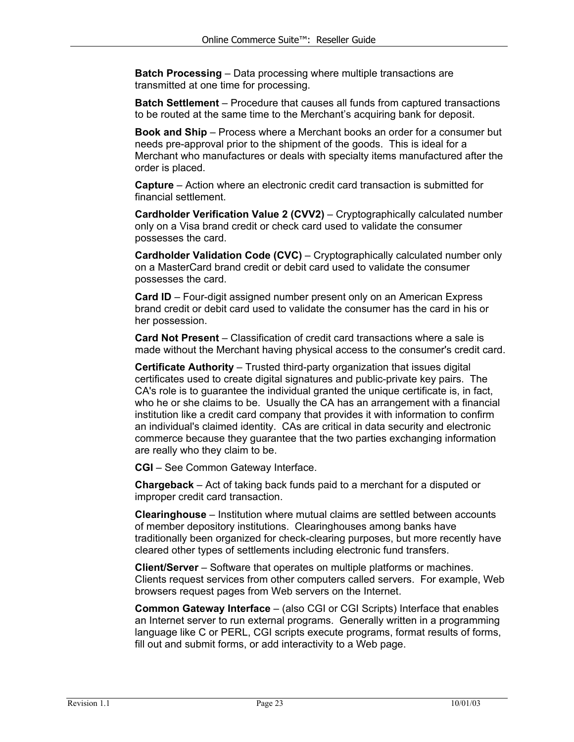**Batch Processing** – Data processing where multiple transactions are transmitted at one time for processing.

**Batch Settlement** – Procedure that causes all funds from captured transactions to be routed at the same time to the Merchant's acquiring bank for deposit.

**Book and Ship** – Process where a Merchant books an order for a consumer but needs pre-approval prior to the shipment of the goods. This is ideal for a Merchant who manufactures or deals with specialty items manufactured after the order is placed.

**Capture** – Action where an electronic credit card transaction is submitted for financial settlement.

**Cardholder Verification Value 2 (CVV2)** – Cryptographically calculated number only on a Visa brand credit or check card used to validate the consumer possesses the card.

**Cardholder Validation Code (CVC)** – Cryptographically calculated number only on a MasterCard brand credit or debit card used to validate the consumer possesses the card.

**Card ID** – Four-digit assigned number present only on an American Express brand credit or debit card used to validate the consumer has the card in his or her possession.

**Card Not Present** – Classification of credit card transactions where a sale is made without the Merchant having physical access to the consumer's credit card.

**Certificate Authority** – Trusted third-party organization that issues digital certificates used to create digital signatures and public-private key pairs. The CA's role is to guarantee the individual granted the unique certificate is, in fact, who he or she claims to be. Usually the CA has an arrangement with a financial institution like a credit card company that provides it with information to confirm an individual's claimed identity. CAs are critical in data security and electronic commerce because they guarantee that the two parties exchanging information are really who they claim to be.

**CGI** – See Common Gateway Interface.

**Chargeback** – Act of taking back funds paid to a merchant for a disputed or improper credit card transaction.

**Clearinghouse** – Institution where mutual claims are settled between accounts of member depository institutions. Clearinghouses among banks have traditionally been organized for check-clearing purposes, but more recently have cleared other types of settlements including electronic fund transfers.

**Client/Server** – Software that operates on multiple platforms or machines. Clients request services from other computers called servers. For example, Web browsers request pages from Web servers on the Internet.

**Common Gateway Interface** – (also CGI or CGI Scripts) Interface that enables an Internet server to run external programs. Generally written in a programming language like C or PERL, CGI scripts execute programs, format results of forms, fill out and submit forms, or add interactivity to a Web page.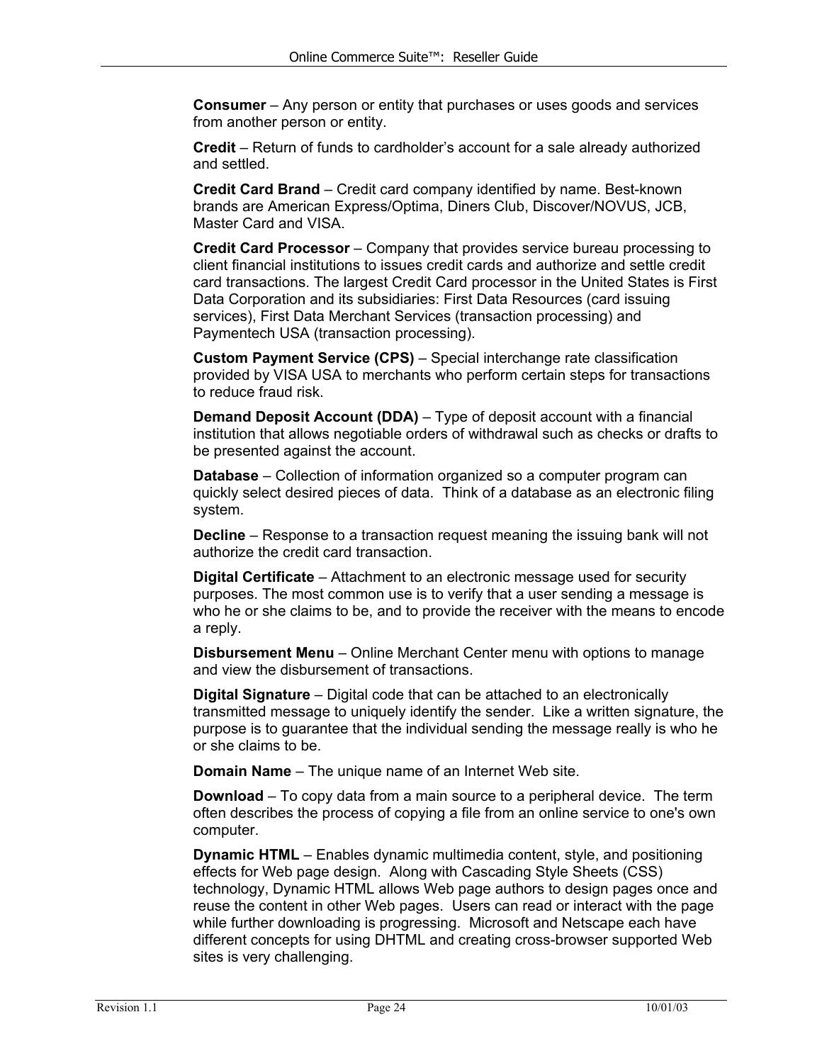**Consumer** – Any person or entity that purchases or uses goods and services from another person or entity.

**Credit** – Return of funds to cardholder's account for a sale already authorized and settled.

**Credit Card Brand** – Credit card company identified by name. Best-known brands are American Express/Optima, Diners Club, Discover/NOVUS, JCB, Master Card and VISA.

**Credit Card Processor** – Company that provides service bureau processing to client financial institutions to issues credit cards and authorize and settle credit card transactions. The largest Credit Card processor in the United States is First Data Corporation and its subsidiaries: First Data Resources (card issuing services), First Data Merchant Services (transaction processing) and Paymentech USA (transaction processing).

**Custom Payment Service (CPS)** – Special interchange rate classification provided by VISA USA to merchants who perform certain steps for transactions to reduce fraud risk.

**Demand Deposit Account (DDA)** – Type of deposit account with a financial institution that allows negotiable orders of withdrawal such as checks or drafts to be presented against the account.

**Database** – Collection of information organized so a computer program can quickly select desired pieces of data. Think of a database as an electronic filing system.

**Decline** – Response to a transaction request meaning the issuing bank will not authorize the credit card transaction.

**Digital Certificate** – Attachment to an electronic message used for security purposes. The most common use is to verify that a user sending a message is who he or she claims to be, and to provide the receiver with the means to encode a reply.

**Disbursement Menu** – Online Merchant Center menu with options to manage and view the disbursement of transactions.

**Digital Signature** – Digital code that can be attached to an electronically transmitted message to uniquely identify the sender. Like a written signature, the purpose is to guarantee that the individual sending the message really is who he or she claims to be.

**Domain Name** – The unique name of an Internet Web site.

**Download** – To copy data from a main source to a peripheral device. The term often describes the process of copying a file from an online service to one's own computer.

**Dynamic HTML** – Enables dynamic multimedia content, style, and positioning effects for Web page design. Along with Cascading Style Sheets (CSS) technology, Dynamic HTML allows Web page authors to design pages once and reuse the content in other Web pages. Users can read or interact with the page while further downloading is progressing. Microsoft and Netscape each have different concepts for using DHTML and creating cross-browser supported Web sites is very challenging.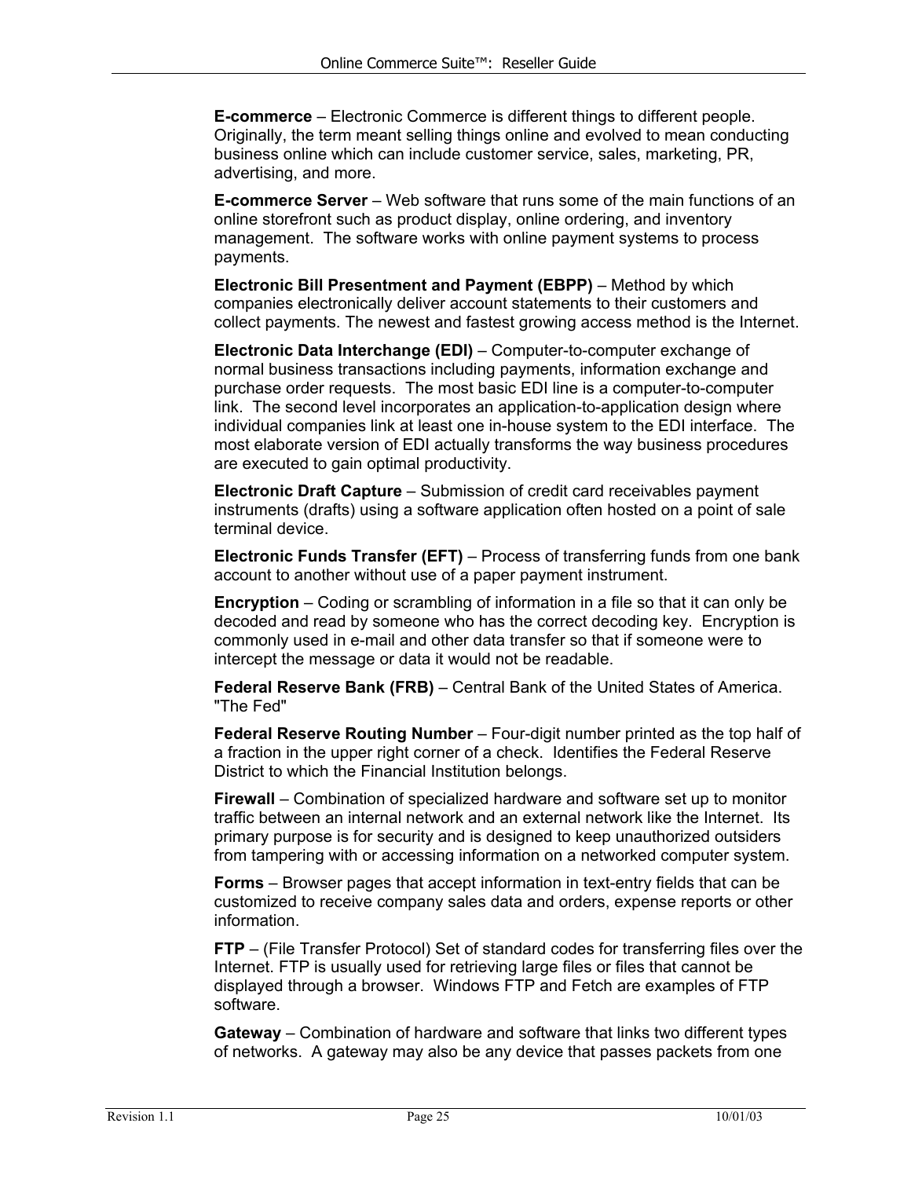**E-commerce** – Electronic Commerce is different things to different people. Originally, the term meant selling things online and evolved to mean conducting business online which can include customer service, sales, marketing, PR, advertising, and more.

**E-commerce Server** – Web software that runs some of the main functions of an online storefront such as product display, online ordering, and inventory management. The software works with online payment systems to process payments.

**Electronic Bill Presentment and Payment (EBPP)** – Method by which companies electronically deliver account statements to their customers and collect payments. The newest and fastest growing access method is the Internet.

**Electronic Data Interchange (EDI)** – Computer-to-computer exchange of normal business transactions including payments, information exchange and purchase order requests. The most basic EDI line is a computer-to-computer link. The second level incorporates an application-to-application design where individual companies link at least one in-house system to the EDI interface. The most elaborate version of EDI actually transforms the way business procedures are executed to gain optimal productivity.

**Electronic Draft Capture** – Submission of credit card receivables payment instruments (drafts) using a software application often hosted on a point of sale terminal device.

**Electronic Funds Transfer (EFT)** – Process of transferring funds from one bank account to another without use of a paper payment instrument.

**Encryption** – Coding or scrambling of information in a file so that it can only be decoded and read by someone who has the correct decoding key. Encryption is commonly used in e-mail and other data transfer so that if someone were to intercept the message or data it would not be readable.

**Federal Reserve Bank (FRB)** – Central Bank of the United States of America. "The Fed"

**Federal Reserve Routing Number** – Four-digit number printed as the top half of a fraction in the upper right corner of a check. Identifies the Federal Reserve District to which the Financial Institution belongs.

**Firewall** – Combination of specialized hardware and software set up to monitor traffic between an internal network and an external network like the Internet. Its primary purpose is for security and is designed to keep unauthorized outsiders from tampering with or accessing information on a networked computer system.

**Forms** – Browser pages that accept information in text-entry fields that can be customized to receive company sales data and orders, expense reports or other information.

**FTP** – (File Transfer Protocol) Set of standard codes for transferring files over the Internet. FTP is usually used for retrieving large files or files that cannot be displayed through a browser. Windows FTP and Fetch are examples of FTP software.

**Gateway** – Combination of hardware and software that links two different types of networks. A gateway may also be any device that passes packets from one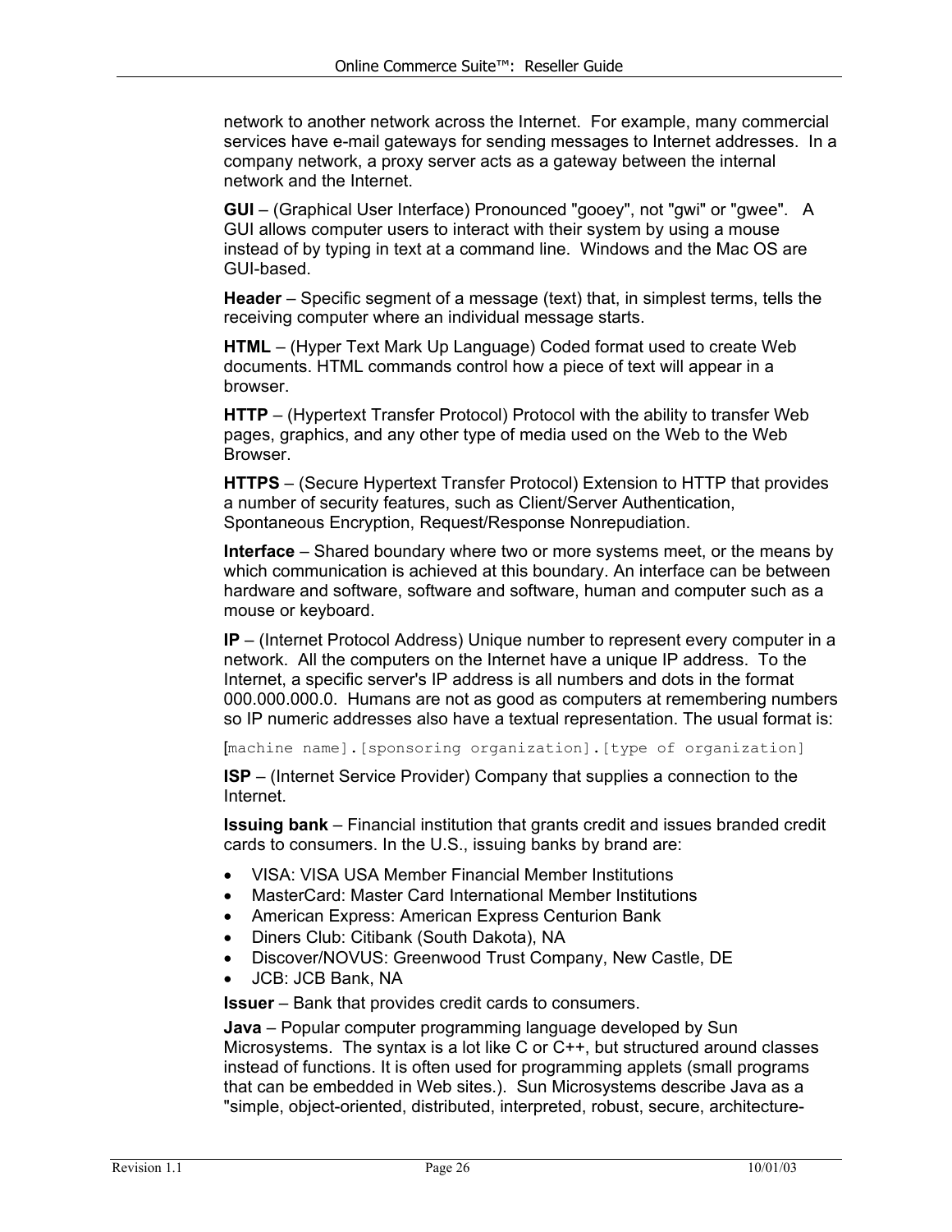network to another network across the Internet. For example, many commercial services have e-mail gateways for sending messages to Internet addresses. In a company network, a proxy server acts as a gateway between the internal network and the Internet.

**GUI** – (Graphical User Interface) Pronounced "gooey", not "gwi" or "gwee". A GUI allows computer users to interact with their system by using a mouse instead of by typing in text at a command line. Windows and the Mac OS are GUI-based.

**Header** – Specific segment of a message (text) that, in simplest terms, tells the receiving computer where an individual message starts.

**HTML** – (Hyper Text Mark Up Language) Coded format used to create Web documents. HTML commands control how a piece of text will appear in a browser.

**HTTP** – (Hypertext Transfer Protocol) Protocol with the ability to transfer Web pages, graphics, and any other type of media used on the Web to the Web Browser.

**HTTPS** – (Secure Hypertext Transfer Protocol) Extension to HTTP that provides a number of security features, such as Client/Server Authentication, Spontaneous Encryption, Request/Response Nonrepudiation.

**Interface** – Shared boundary where two or more systems meet, or the means by which communication is achieved at this boundary. An interface can be between hardware and software, software and software, human and computer such as a mouse or keyboard.

**IP** – (Internet Protocol Address) Unique number to represent every computer in a network. All the computers on the Internet have a unique IP address. To the Internet, a specific server's IP address is all numbers and dots in the format 000.000.000.0. Humans are not as good as computers at remembering numbers so IP numeric addresses also have a textual representation. The usual format is:

```
[machine name].[sponsoring organization].[type of organization]
```

**ISP** – (Internet Service Provider) Company that supplies a connection to the Internet.

**Issuing bank** – Financial institution that grants credit and issues branded credit cards to consumers. In the U.S., issuing banks by brand are:

- VISA: VISA USA Member Financial Member Institutions
- MasterCard: Master Card International Member Institutions
- American Express: American Express Centurion Bank
- Diners Club: Citibank (South Dakota), NA
- Discover/NOVUS: Greenwood Trust Company, New Castle, DE
- JCB: JCB Bank, NA

**Issuer** – Bank that provides credit cards to consumers.

**Java** – Popular computer programming language developed by Sun Microsystems. The syntax is a lot like C or C++, but structured around classes instead of functions. It is often used for programming applets (small programs that can be embedded in Web sites.). Sun Microsystems describe Java as a "simple, object-oriented, distributed, interpreted, robust, secure, architecture-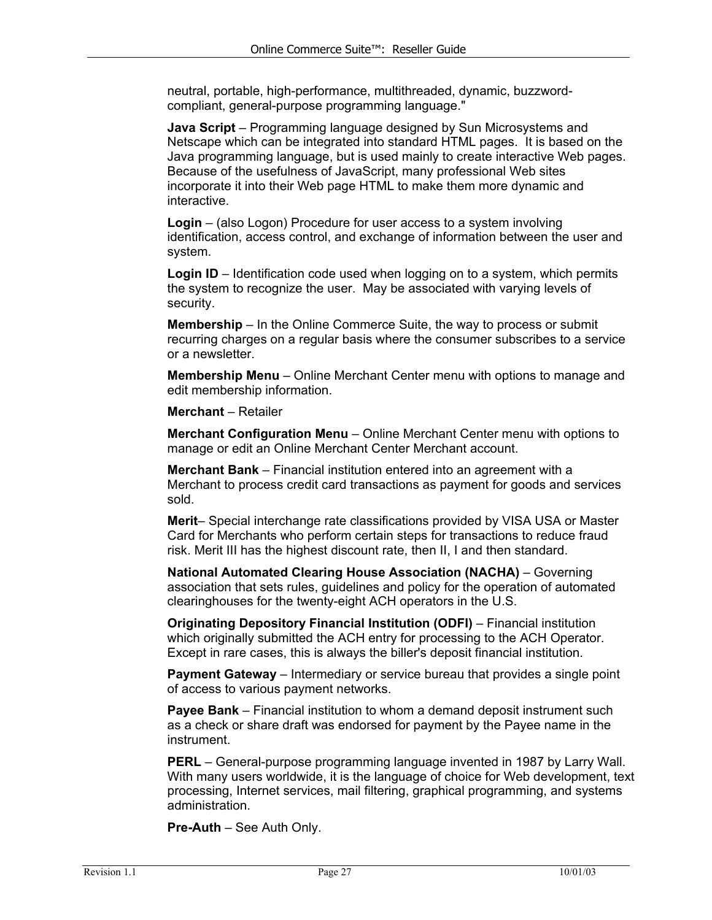neutral, portable, high-performance, multithreaded, dynamic, buzzword-compliant, general-purpose programming language."

**Java Script** – Programming language designed by Sun Microsystems and Netscape which can be integrated into standard HTML pages. It is based on the Java programming language, but is used mainly to create interactive Web pages. Because of the usefulness of JavaScript, many professional Web sites incorporate it into their Web page HTML to make them more dynamic and interactive.

**Login** – (also Logon) Procedure for user access to a system involving identification, access control, and exchange of information between the user and system.

**Login ID** – Identification code used when logging on to a system, which permits the system to recognize the user. May be associated with varying levels of security.

**Membership** – In the Online Commerce Suite, the way to process or submit recurring charges on a regular basis where the consumer subscribes to a service or a newsletter.

**Membership Menu** – Online Merchant Center menu with options to manage and edit membership information.

**Merchant** – Retailer

**Merchant Configuration Menu** – Online Merchant Center menu with options to manage or edit an Online Merchant Center Merchant account.

**Merchant Bank** – Financial institution entered into an agreement with a Merchant to process credit card transactions as payment for goods and services sold.

**Merit**– Special interchange rate classifications provided by VISA USA or Master Card for Merchants who perform certain steps for transactions to reduce fraud risk. Merit III has the highest discount rate, then II, I and then standard.

**National Automated Clearing House Association (NACHA)** – Governing association that sets rules, guidelines and policy for the operation of automated clearinghouses for the twenty-eight ACH operators in the U.S.

**Originating Depository Financial Institution (ODFI)** – Financial institution which originally submitted the ACH entry for processing to the ACH Operator. Except in rare cases, this is always the biller's deposit financial institution.

**Payment Gateway** – Intermediary or service bureau that provides a single point of access to various payment networks.

**Payee Bank** – Financial institution to whom a demand deposit instrument such as a check or share draft was endorsed for payment by the Payee name in the instrument.

**PERL** – General-purpose programming language invented in 1987 by Larry Wall. With many users worldwide, it is the language of choice for Web development, text processing, Internet services, mail filtering, graphical programming, and systems administration.

**Pre-Auth** – See Auth Only.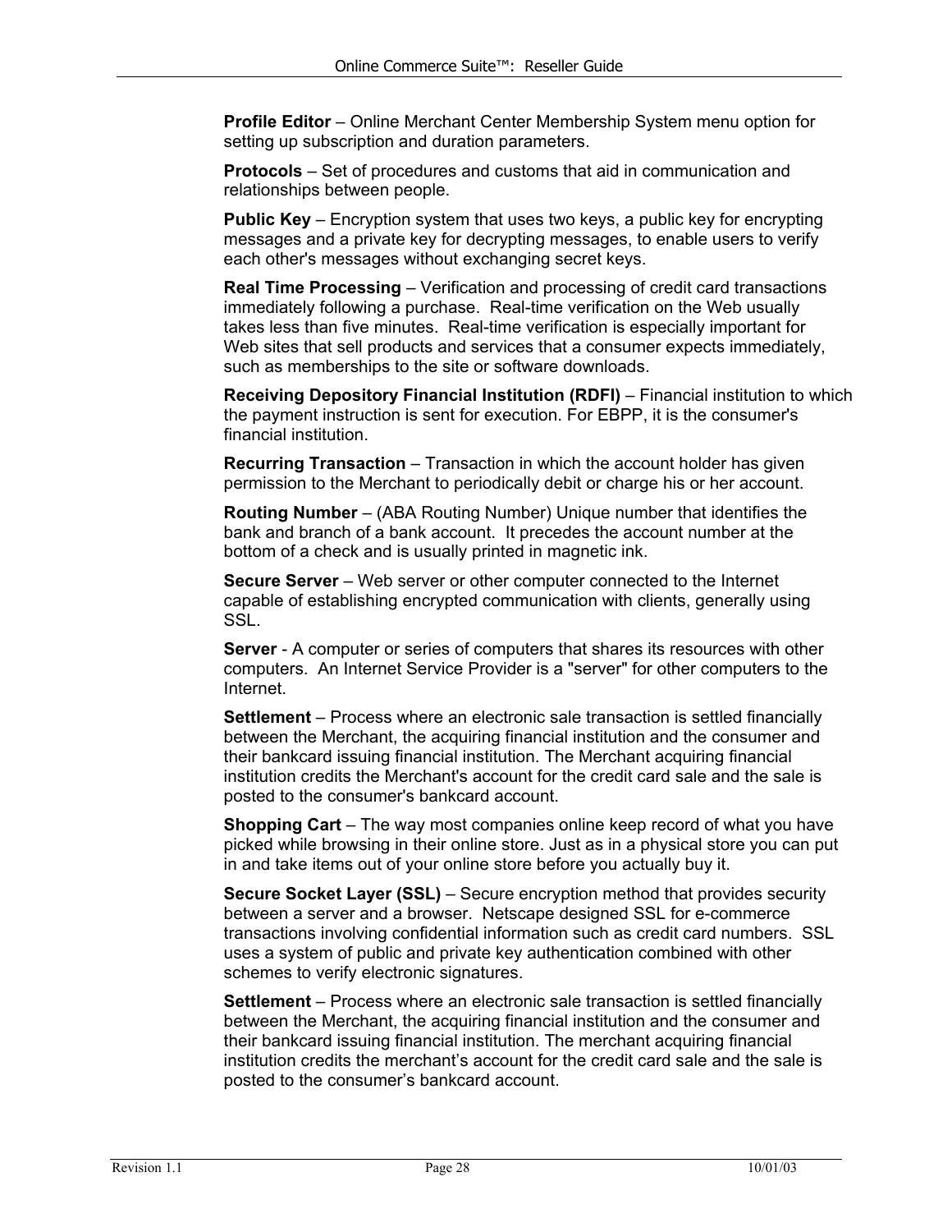**Profile Editor** – Online Merchant Center Membership System menu option for setting up subscription and duration parameters.

**Protocols** – Set of procedures and customs that aid in communication and relationships between people.

**Public Key** – Encryption system that uses two keys, a public key for encrypting messages and a private key for decrypting messages, to enable users to verify each other's messages without exchanging secret keys.

**Real Time Processing** – Verification and processing of credit card transactions immediately following a purchase. Real-time verification on the Web usually takes less than five minutes. Real-time verification is especially important for Web sites that sell products and services that a consumer expects immediately, such as memberships to the site or software downloads.

**Receiving Depository Financial Institution (RDFI)** – Financial institution to which the payment instruction is sent for execution. For EBPP, it is the consumer's financial institution.

**Recurring Transaction** – Transaction in which the account holder has given permission to the Merchant to periodically debit or charge his or her account.

**Routing Number** – (ABA Routing Number) Unique number that identifies the bank and branch of a bank account. It precedes the account number at the bottom of a check and is usually printed in magnetic ink.

**Secure Server** – Web server or other computer connected to the Internet capable of establishing encrypted communication with clients, generally using SSL.

**Server** - A computer or series of computers that shares its resources with other computers. An Internet Service Provider is a "server" for other computers to the Internet.

**Settlement** – Process where an electronic sale transaction is settled financially between the Merchant, the acquiring financial institution and the consumer and their bankcard issuing financial institution. The Merchant acquiring financial institution credits the Merchant's account for the credit card sale and the sale is posted to the consumer's bankcard account.

**Shopping Cart** – The way most companies online keep record of what you have picked while browsing in their online store. Just as in a physical store you can put in and take items out of your online store before you actually buy it.

**Secure Socket Layer (SSL)** – Secure encryption method that provides security between a server and a browser. Netscape designed SSL for e-commerce transactions involving confidential information such as credit card numbers. SSL uses a system of public and private key authentication combined with other schemes to verify electronic signatures.

**Settlement** – Process where an electronic sale transaction is settled financially between the Merchant, the acquiring financial institution and the consumer and their bankcard issuing financial institution. The merchant acquiring financial institution credits the merchant’s account for the credit card sale and the sale is posted to the consumer’s bankcard account.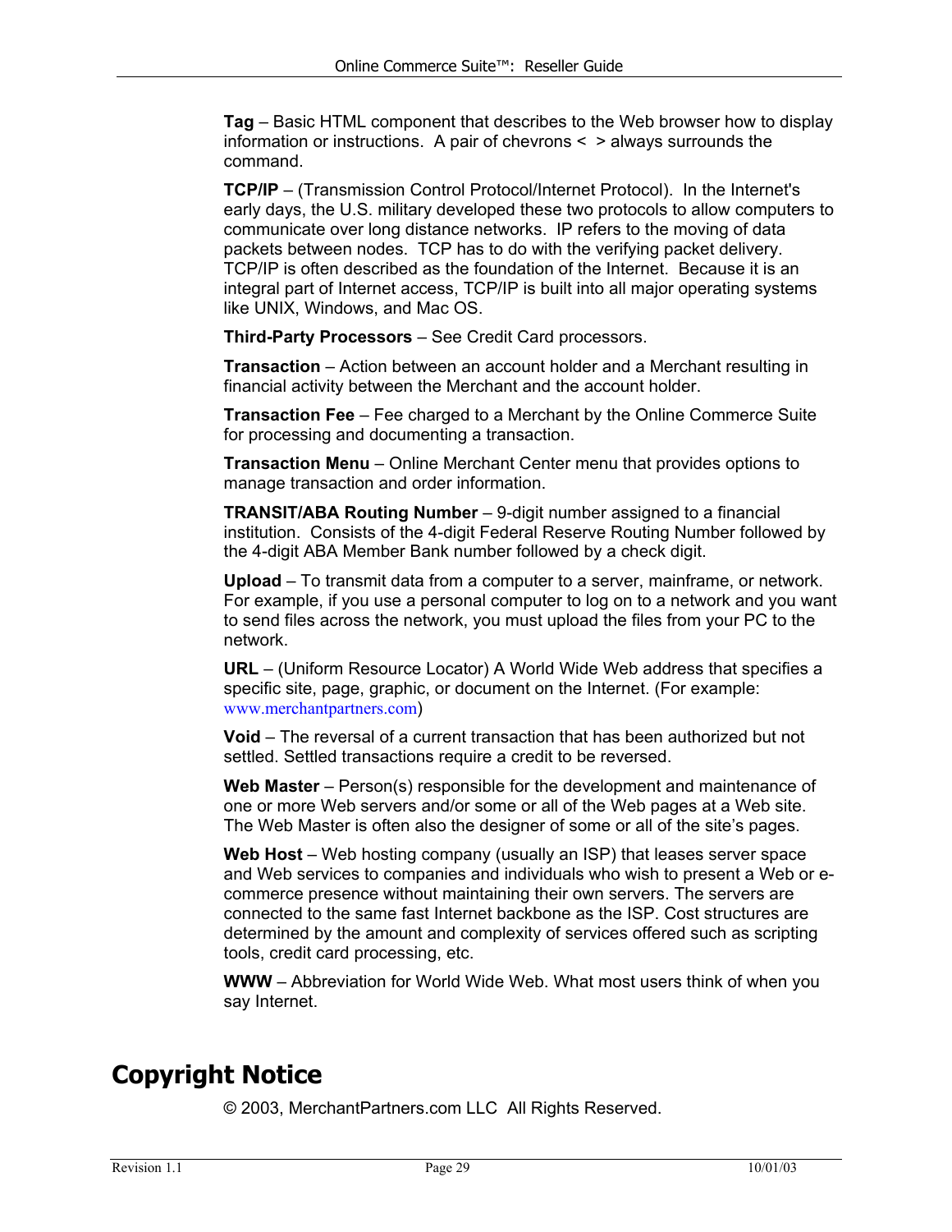**Tag** – Basic HTML component that describes to the Web browser how to display information or instructions. A pair of chevrons < > always surrounds the command.

**TCP/IP** – (Transmission Control Protocol/Internet Protocol). In the Internet's early days, the U.S. military developed these two protocols to allow computers to communicate over long distance networks. IP refers to the moving of data packets between nodes. TCP has to do with the verifying packet delivery. TCP/IP is often described as the foundation of the Internet. Because it is an integral part of Internet access, TCP/IP is built into all major operating systems like UNIX, Windows, and Mac OS.

**Third-Party Processors** – See Credit Card processors.

**Transaction** – Action between an account holder and a Merchant resulting in financial activity between the Merchant and the account holder.

**Transaction Fee** – Fee charged to a Merchant by the Online Commerce Suite for processing and documenting a transaction.

**Transaction Menu** – Online Merchant Center menu that provides options to manage transaction and order information.

**TRANSIT/ABA Routing Number** – 9-digit number assigned to a financial institution. Consists of the 4-digit Federal Reserve Routing Number followed by the 4-digit ABA Member Bank number followed by a check digit.

**Upload** – To transmit data from a computer to a server, mainframe, or network. For example, if you use a personal computer to log on to a network and you want to send files across the network, you must upload the files from your PC to the network.

**URL** – (Uniform Resource Locator) A World Wide Web address that specifies a specific site, page, graphic, or document on the Internet. (For example: www.merchantpartners.com)

**Void** – The reversal of a current transaction that has been authorized but not settled. Settled transactions require a credit to be reversed.

**Web Master** – Person(s) responsible for the development and maintenance of one or more Web servers and/or some or all of the Web pages at a Web site. The Web Master is often also the designer of some or all of the site's pages.

**Web Host** – Web hosting company (usually an ISP) that leases server space and Web services to companies and individuals who wish to present a Web or e-commerce presence without maintaining their own servers. The servers are connected to the same fast Internet backbone as the ISP. Cost structures are determined by the amount and complexity of services offered such as scripting tools, credit card processing, etc.

**WWW** – Abbreviation for World Wide Web. What most users think of when you say Internet.

# Copyright Notice

© 2003, MerchantPartners.com LLC All Rights Reserved.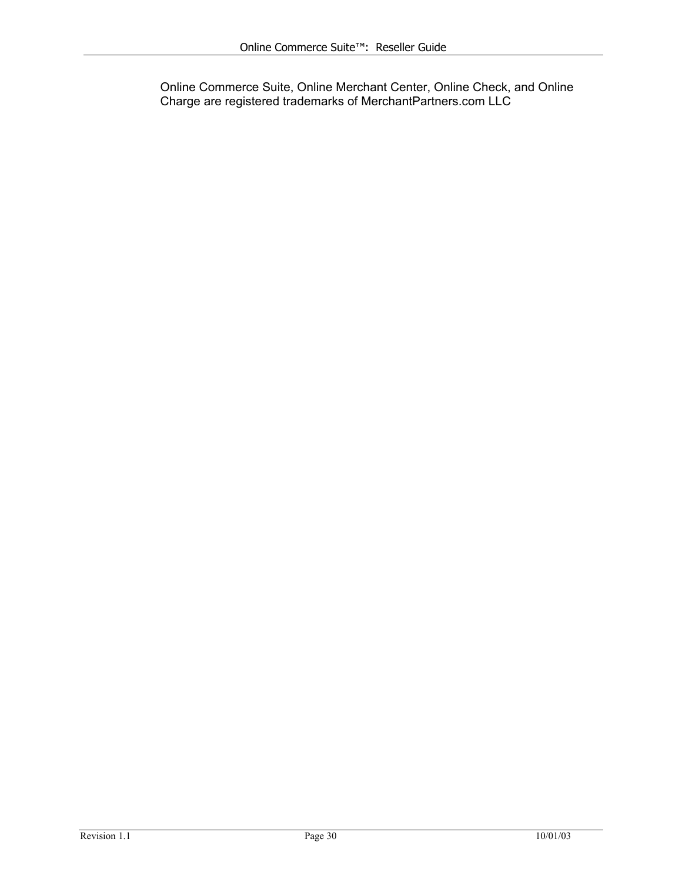Online Commerce Suite, Online Merchant Center, Online Check, and Online Charge are registered trademarks of MerchantPartners.com LLC